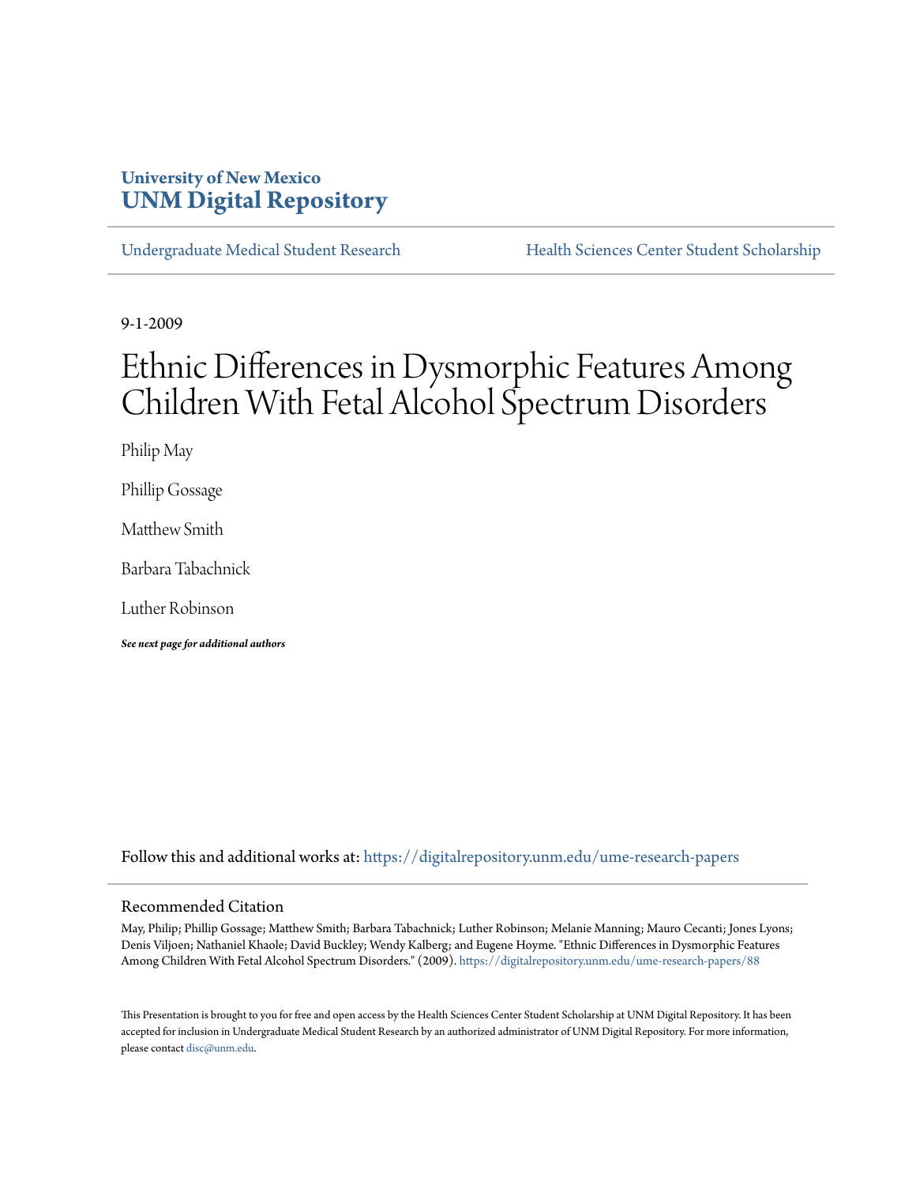University of New Mexico
**UNM Digital Repository**

Undergraduate Medical Student Research | Health Sciences Center Student Scholarship

9-1-2009

# Ethnic Differences in Dysmorphic Features Among Children With Fetal Alcohol Spectrum Disorders

Philip May

Phillip Gossage

Matthew Smith

Barbara Tabachnick

Luther Robinson

***See next page for additional authors***

Follow this and additional works at: https://digitalrepository.unm.edu/ume-research-papers

## Recommended Citation

May, Philip; Phillip Gossage; Matthew Smith; Barbara Tabachnick; Luther Robinson; Melanie Manning; Mauro Cecanti; Jones Lyons; Denis Viljoen; Nathaniel Khaole; David Buckley; Wendy Kalberg; and Eugene Hoyme. "Ethnic Differences in Dysmorphic Features Among Children With Fetal Alcohol Spectrum Disorders." (2009). https://digitalrepository.unm.edu/ume-research-papers/88

This Presentation is brought to you for free and open access by the Health Sciences Center Student Scholarship at UNM Digital Repository. It has been accepted for inclusion in Undergraduate Medical Student Research by an authorized administrator of UNM Digital Repository. For more information, please contact disc@unm.edu.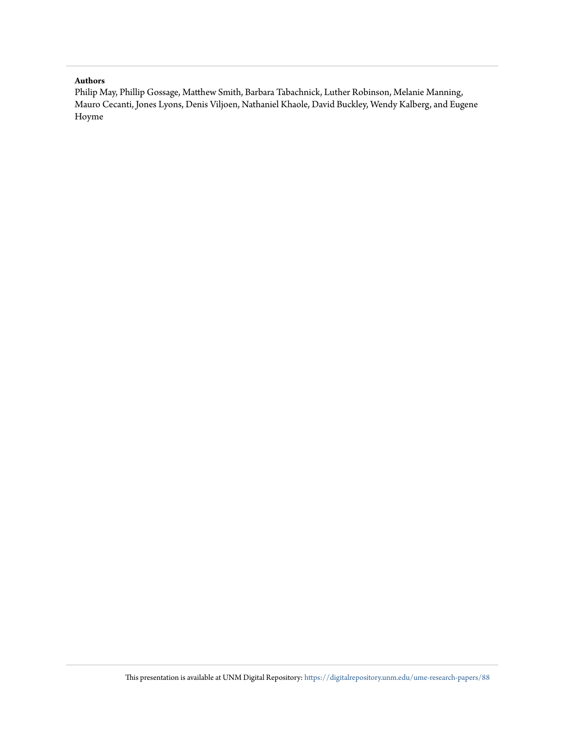**Authors**

Philip May, Phillip Gossage, Matthew Smith, Barbara Tabachnick, Luther Robinson, Melanie Manning, Mauro Cecanti, Jones Lyons, Denis Viljoen, Nathaniel Khaole, David Buckley, Wendy Kalberg, and Eugene Hoyme

This presentation is available at UNM Digital Repository: https://digitalrepository.unm.edu/ume-research-papers/88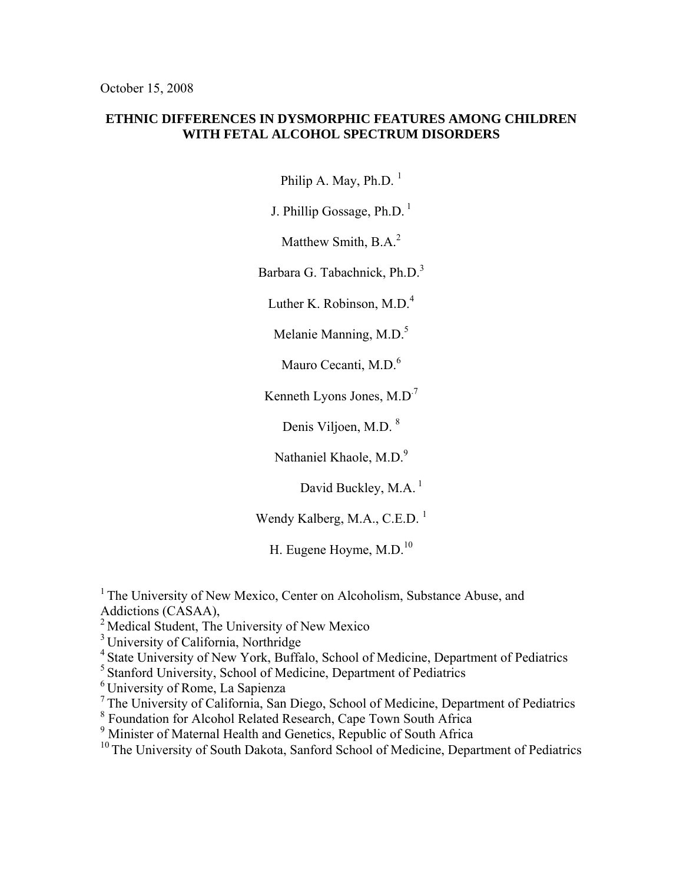October 15, 2008

# ETHNIC DIFFERENCES IN DYSMORPHIC FEATURES AMONG CHILDREN WITH FETAL ALCOHOL SPECTRUM DISORDERS

Philip A. May, Ph.D. [1]

J. Phillip Gossage, Ph.D. [1]

Matthew Smith, B.A.[2]

Barbara G. Tabachnick, Ph.D.[3]

Luther K. Robinson, M.D.[4]

Melanie Manning, M.D.[5]

Mauro Cecanti, M.D.[6]

Kenneth Lyons Jones, M.D.[7]

Denis Viljoen, M.D. [8]

Nathaniel Khaole, M.D.[9]

David Buckley, M.A. [1]

Wendy Kalberg, M.A., C.E.D. [1]

H. Eugene Hoyme, M.D.[10]

[1] The University of New Mexico, Center on Alcoholism, Substance Abuse, and Addictions (CASAA),
[2] Medical Student, The University of New Mexico
[3] University of California, Northridge
[4] State University of New York, Buffalo, School of Medicine, Department of Pediatrics
[5] Stanford University, School of Medicine, Department of Pediatrics
[6] University of Rome, La Sapienza
[7] The University of California, San Diego, School of Medicine, Department of Pediatrics
[8] Foundation for Alcohol Related Research, Cape Town South Africa
[9] Minister of Maternal Health and Genetics, Republic of South Africa
[10] The University of South Dakota, Sanford School of Medicine, Department of Pediatrics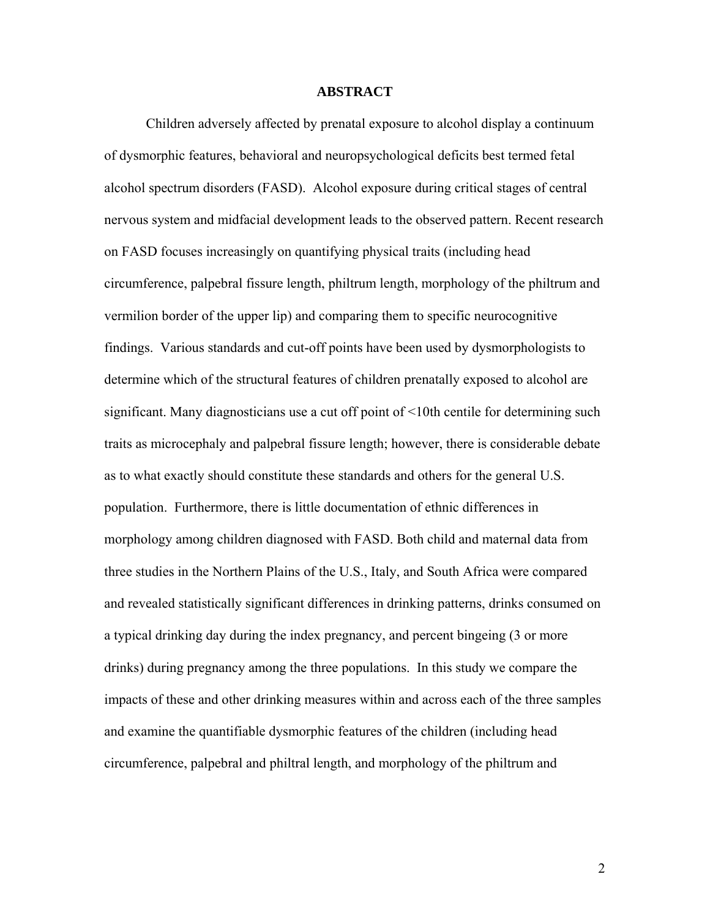## ABSTRACT

Children adversely affected by prenatal exposure to alcohol display a continuum of dysmorphic features, behavioral and neuropsychological deficits best termed fetal alcohol spectrum disorders (FASD). Alcohol exposure during critical stages of central nervous system and midfacial development leads to the observed pattern. Recent research on FASD focuses increasingly on quantifying physical traits (including head circumference, palpebral fissure length, philtrum length, morphology of the philtrum and vermilion border of the upper lip) and comparing them to specific neurocognitive findings. Various standards and cut-off points have been used by dysmorphologists to determine which of the structural features of children prenatally exposed to alcohol are significant. Many diagnosticians use a cut off point of <10th centile for determining such traits as microcephaly and palpebral fissure length; however, there is considerable debate as to what exactly should constitute these standards and others for the general U.S. population. Furthermore, there is little documentation of ethnic differences in morphology among children diagnosed with FASD. Both child and maternal data from three studies in the Northern Plains of the U.S., Italy, and South Africa were compared and revealed statistically significant differences in drinking patterns, drinks consumed on a typical drinking day during the index pregnancy, and percent bingeing (3 or more drinks) during pregnancy among the three populations. In this study we compare the impacts of these and other drinking measures within and across each of the three samples and examine the quantifiable dysmorphic features of the children (including head circumference, palpebral and philtral length, and morphology of the philtrum and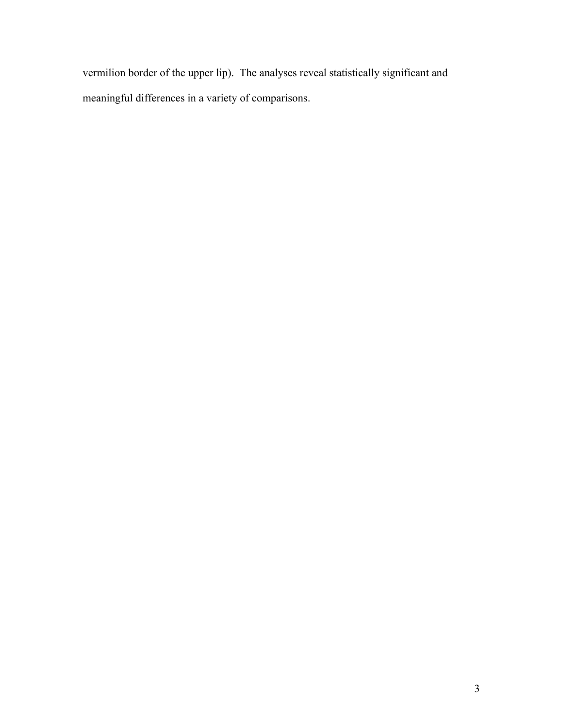vermilion border of the upper lip). The analyses reveal statistically significant and meaningful differences in a variety of comparisons.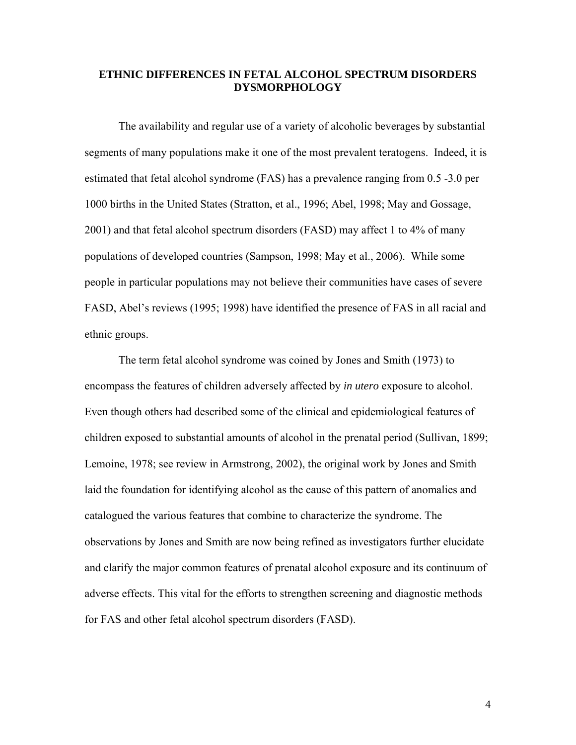## ETHNIC DIFFERENCES IN FETAL ALCOHOL SPECTRUM DISORDERS DYSMORPHOLOGY

The availability and regular use of a variety of alcoholic beverages by substantial segments of many populations make it one of the most prevalent teratogens. Indeed, it is estimated that fetal alcohol syndrome (FAS) has a prevalence ranging from 0.5 -3.0 per 1000 births in the United States (Stratton, et al., 1996; Abel, 1998; May and Gossage, 2001) and that fetal alcohol spectrum disorders (FASD) may affect 1 to 4% of many populations of developed countries (Sampson, 1998; May et al., 2006). While some people in particular populations may not believe their communities have cases of severe FASD, Abel's reviews (1995; 1998) have identified the presence of FAS in all racial and ethnic groups.

The term fetal alcohol syndrome was coined by Jones and Smith (1973) to encompass the features of children adversely affected by *in utero* exposure to alcohol. Even though others had described some of the clinical and epidemiological features of children exposed to substantial amounts of alcohol in the prenatal period (Sullivan, 1899; Lemoine, 1978; see review in Armstrong, 2002), the original work by Jones and Smith laid the foundation for identifying alcohol as the cause of this pattern of anomalies and catalogued the various features that combine to characterize the syndrome. The observations by Jones and Smith are now being refined as investigators further elucidate and clarify the major common features of prenatal alcohol exposure and its continuum of adverse effects. This vital for the efforts to strengthen screening and diagnostic methods for FAS and other fetal alcohol spectrum disorders (FASD).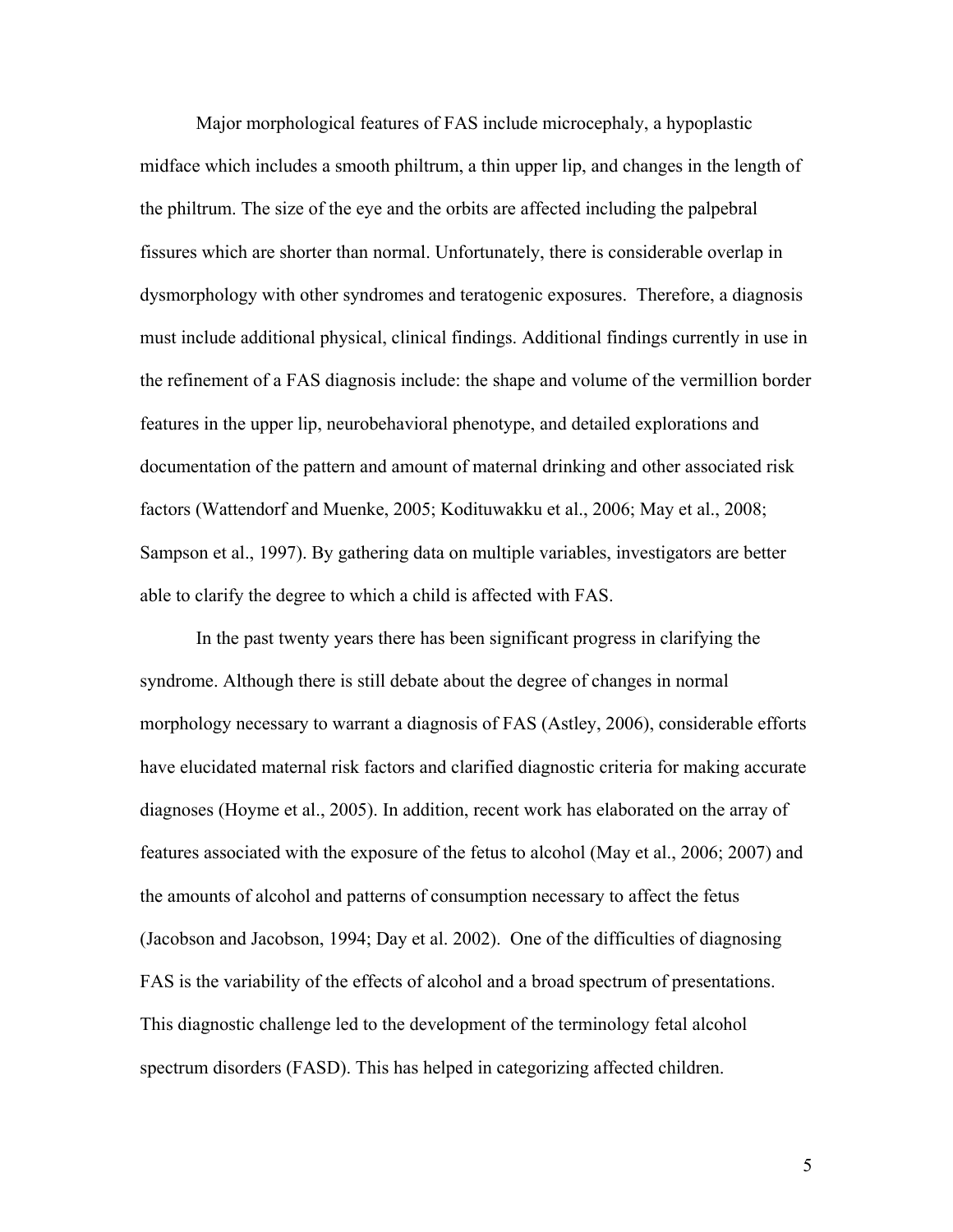Major morphological features of FAS include microcephaly, a hypoplastic midface which includes a smooth philtrum, a thin upper lip, and changes in the length of the philtrum. The size of the eye and the orbits are affected including the palpebral fissures which are shorter than normal. Unfortunately, there is considerable overlap in dysmorphology with other syndromes and teratogenic exposures. Therefore, a diagnosis must include additional physical, clinical findings. Additional findings currently in use in the refinement of a FAS diagnosis include: the shape and volume of the vermillion border features in the upper lip, neurobehavioral phenotype, and detailed explorations and documentation of the pattern and amount of maternal drinking and other associated risk factors (Wattendorf and Muenke, 2005; Kodituwakku et al., 2006; May et al., 2008; Sampson et al., 1997). By gathering data on multiple variables, investigators are better able to clarify the degree to which a child is affected with FAS.

In the past twenty years there has been significant progress in clarifying the syndrome. Although there is still debate about the degree of changes in normal morphology necessary to warrant a diagnosis of FAS (Astley, 2006), considerable efforts have elucidated maternal risk factors and clarified diagnostic criteria for making accurate diagnoses (Hoyme et al., 2005). In addition, recent work has elaborated on the array of features associated with the exposure of the fetus to alcohol (May et al., 2006; 2007) and the amounts of alcohol and patterns of consumption necessary to affect the fetus (Jacobson and Jacobson, 1994; Day et al. 2002). One of the difficulties of diagnosing FAS is the variability of the effects of alcohol and a broad spectrum of presentations. This diagnostic challenge led to the development of the terminology fetal alcohol spectrum disorders (FASD). This has helped in categorizing affected children.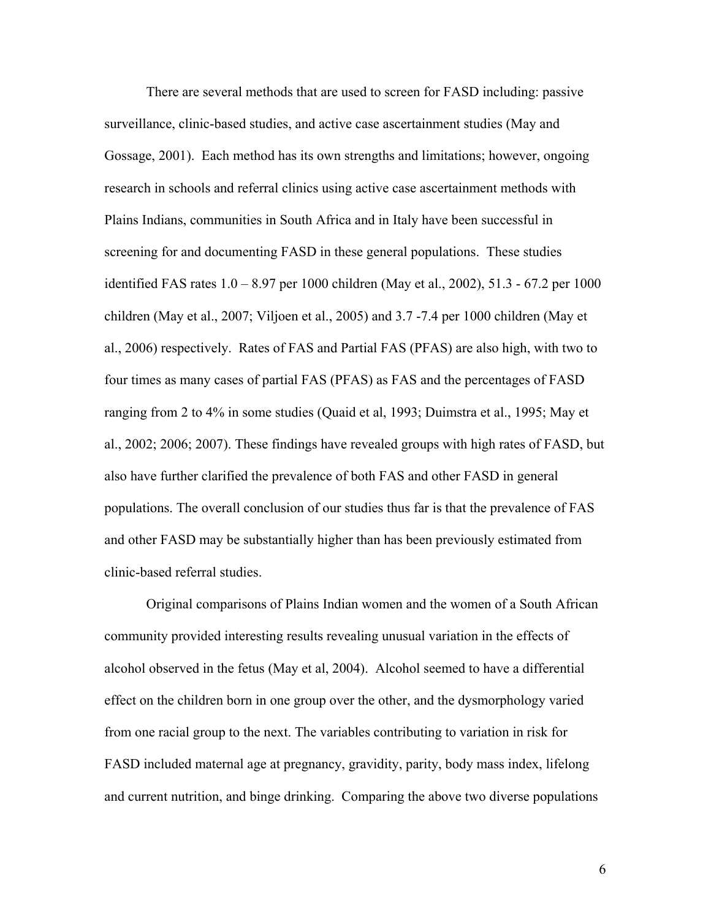There are several methods that are used to screen for FASD including: passive surveillance, clinic-based studies, and active case ascertainment studies (May and Gossage, 2001). Each method has its own strengths and limitations; however, ongoing research in schools and referral clinics using active case ascertainment methods with Plains Indians, communities in South Africa and in Italy have been successful in screening for and documenting FASD in these general populations. These studies identified FAS rates 1.0 – 8.97 per 1000 children (May et al., 2002), 51.3 - 67.2 per 1000 children (May et al., 2007; Viljoen et al., 2005) and 3.7 -7.4 per 1000 children (May et al., 2006) respectively. Rates of FAS and Partial FAS (PFAS) are also high, with two to four times as many cases of partial FAS (PFAS) as FAS and the percentages of FASD ranging from 2 to 4% in some studies (Quaid et al, 1993; Duimstra et al., 1995; May et al., 2002; 2006; 2007). These findings have revealed groups with high rates of FASD, but also have further clarified the prevalence of both FAS and other FASD in general populations. The overall conclusion of our studies thus far is that the prevalence of FAS and other FASD may be substantially higher than has been previously estimated from clinic-based referral studies.

Original comparisons of Plains Indian women and the women of a South African community provided interesting results revealing unusual variation in the effects of alcohol observed in the fetus (May et al, 2004). Alcohol seemed to have a differential effect on the children born in one group over the other, and the dysmorphology varied from one racial group to the next. The variables contributing to variation in risk for FASD included maternal age at pregnancy, gravidity, parity, body mass index, lifelong and current nutrition, and binge drinking. Comparing the above two diverse populations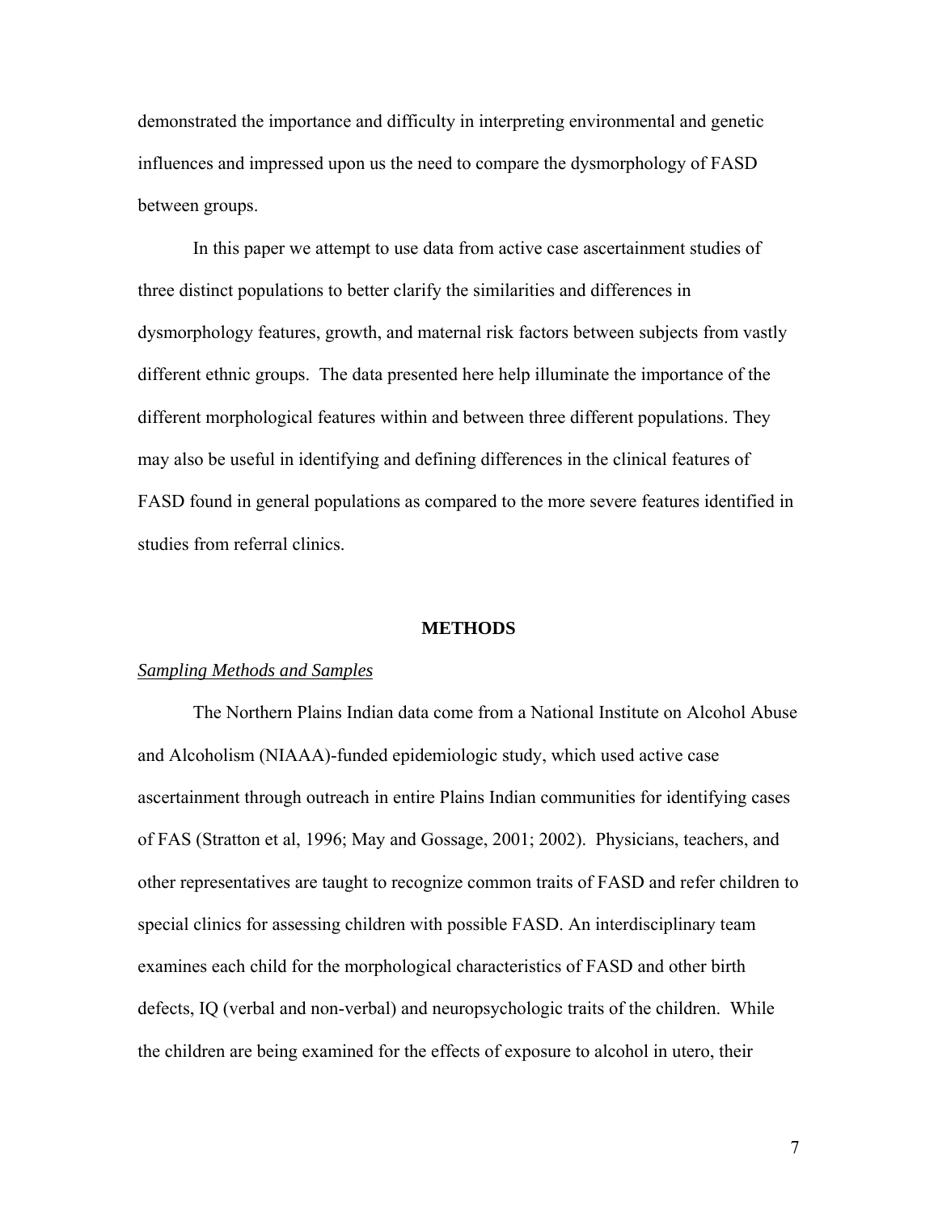demonstrated the importance and difficulty in interpreting environmental and genetic influences and impressed upon us the need to compare the dysmorphology of FASD between groups.

In this paper we attempt to use data from active case ascertainment studies of three distinct populations to better clarify the similarities and differences in dysmorphology features, growth, and maternal risk factors between subjects from vastly different ethnic groups. The data presented here help illuminate the importance of the different morphological features within and between three different populations. They may also be useful in identifying and defining differences in the clinical features of FASD found in general populations as compared to the more severe features identified in studies from referral clinics.

## METHODS

### *Sampling Methods and Samples*

The Northern Plains Indian data come from a National Institute on Alcohol Abuse and Alcoholism (NIAAA)-funded epidemiologic study, which used active case ascertainment through outreach in entire Plains Indian communities for identifying cases of FAS (Stratton et al, 1996; May and Gossage, 2001; 2002). Physicians, teachers, and other representatives are taught to recognize common traits of FASD and refer children to special clinics for assessing children with possible FASD. An interdisciplinary team examines each child for the morphological characteristics of FASD and other birth defects, IQ (verbal and non-verbal) and neuropsychologic traits of the children. While the children are being examined for the effects of exposure to alcohol in utero, their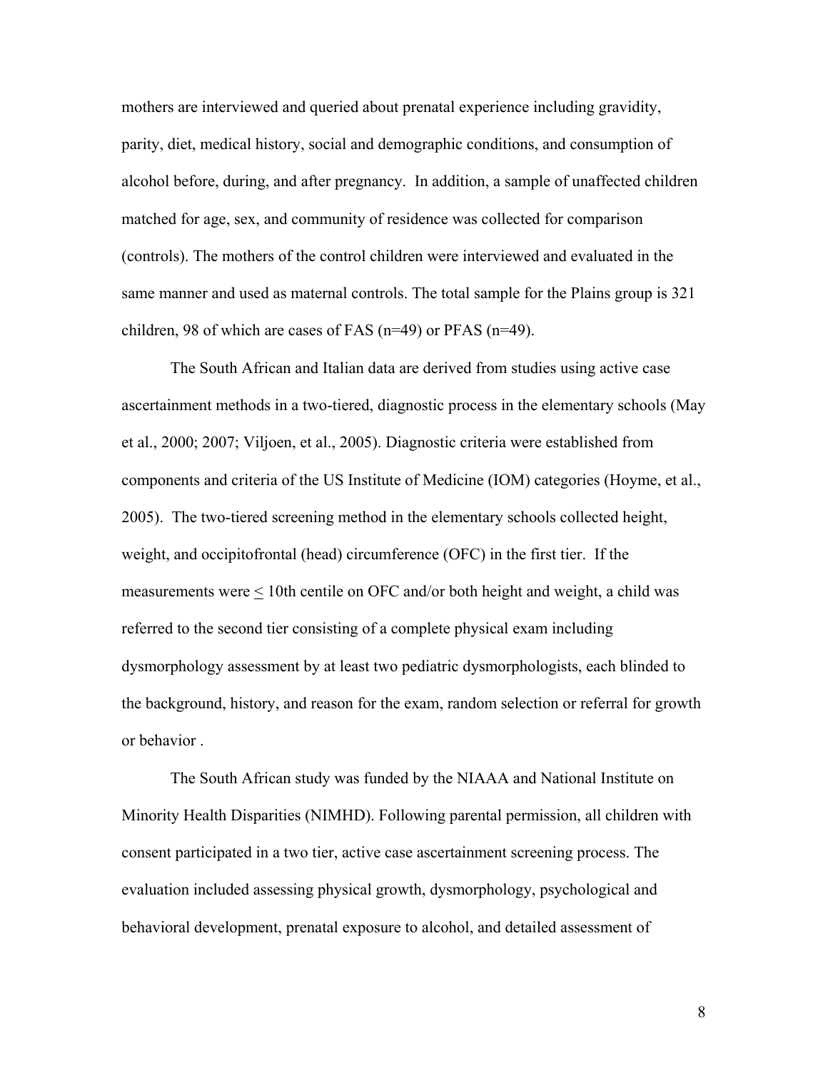mothers are interviewed and queried about prenatal experience including gravidity, parity, diet, medical history, social and demographic conditions, and consumption of alcohol before, during, and after pregnancy. In addition, a sample of unaffected children matched for age, sex, and community of residence was collected for comparison (controls). The mothers of the control children were interviewed and evaluated in the same manner and used as maternal controls. The total sample for the Plains group is 321 children, 98 of which are cases of FAS (n=49) or PFAS (n=49).

The South African and Italian data are derived from studies using active case ascertainment methods in a two-tiered, diagnostic process in the elementary schools (May et al., 2000; 2007; Viljoen, et al., 2005). Diagnostic criteria were established from components and criteria of the US Institute of Medicine (IOM) categories (Hoyme, et al., 2005). The two-tiered screening method in the elementary schools collected height, weight, and occipitofrontal (head) circumference (OFC) in the first tier. If the measurements were $\leq$ 10th centile on OFC and/or both height and weight, a child was referred to the second tier consisting of a complete physical exam including dysmorphology assessment by at least two pediatric dysmorphologists, each blinded to the background, history, and reason for the exam, random selection or referral for growth or behavior .

The South African study was funded by the NIAAA and National Institute on Minority Health Disparities (NIMHD). Following parental permission, all children with consent participated in a two tier, active case ascertainment screening process. The evaluation included assessing physical growth, dysmorphology, psychological and behavioral development, prenatal exposure to alcohol, and detailed assessment of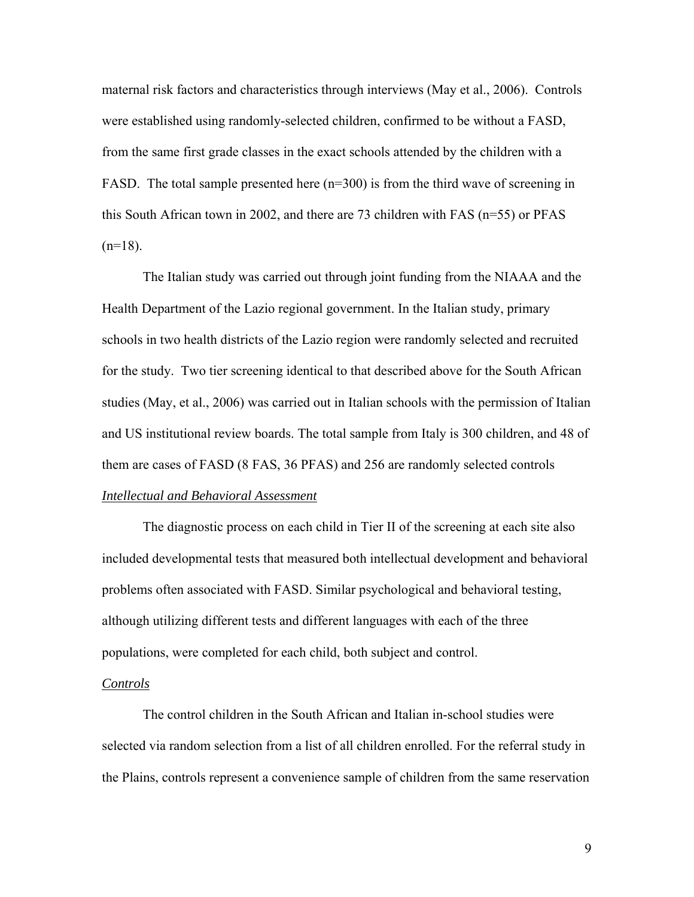maternal risk factors and characteristics through interviews (May et al., 2006). Controls were established using randomly-selected children, confirmed to be without a FASD, from the same first grade classes in the exact schools attended by the children with a FASD. The total sample presented here (n=300) is from the third wave of screening in this South African town in 2002, and there are 73 children with FAS (n=55) or PFAS (n=18).

The Italian study was carried out through joint funding from the NIAAA and the Health Department of the Lazio regional government. In the Italian study, primary schools in two health districts of the Lazio region were randomly selected and recruited for the study. Two tier screening identical to that described above for the South African studies (May, et al., 2006) was carried out in Italian schools with the permission of Italian and US institutional review boards. The total sample from Italy is 300 children, and 48 of them are cases of FASD (8 FAS, 36 PFAS) and 256 are randomly selected controls

*Intellectual and Behavioral Assessment*

The diagnostic process on each child in Tier II of the screening at each site also included developmental tests that measured both intellectual development and behavioral problems often associated with FASD. Similar psychological and behavioral testing, although utilizing different tests and different languages with each of the three populations, were completed for each child, both subject and control.

*Controls*

The control children in the South African and Italian in-school studies were selected via random selection from a list of all children enrolled. For the referral study in the Plains, controls represent a convenience sample of children from the same reservation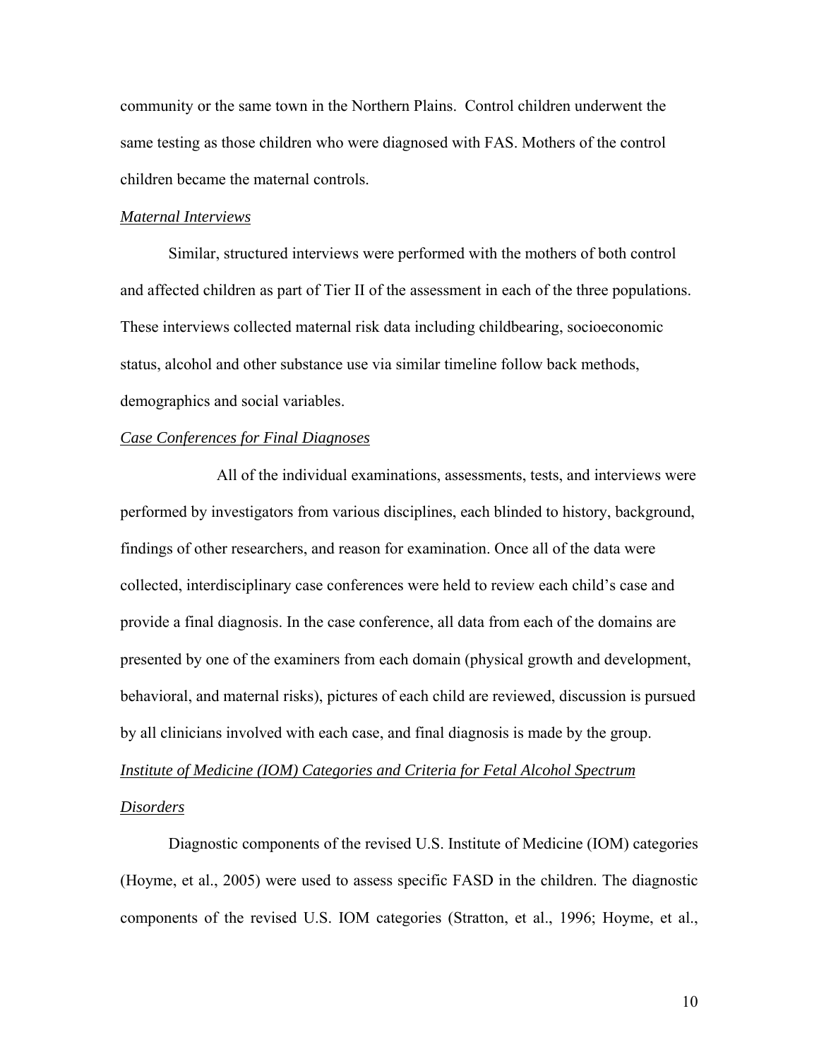community or the same town in the Northern Plains. Control children underwent the same testing as those children who were diagnosed with FAS. Mothers of the control children became the maternal controls.

*Maternal Interviews*

Similar, structured interviews were performed with the mothers of both control and affected children as part of Tier II of the assessment in each of the three populations. These interviews collected maternal risk data including childbearing, socioeconomic status, alcohol and other substance use via similar timeline follow back methods, demographics and social variables.

*Case Conferences for Final Diagnoses*

All of the individual examinations, assessments, tests, and interviews were performed by investigators from various disciplines, each blinded to history, background, findings of other researchers, and reason for examination. Once all of the data were collected, interdisciplinary case conferences were held to review each child's case and provide a final diagnosis. In the case conference, all data from each of the domains are presented by one of the examiners from each domain (physical growth and development, behavioral, and maternal risks), pictures of each child are reviewed, discussion is pursued by all clinicians involved with each case, and final diagnosis is made by the group.

*Institute of Medicine (IOM) Categories and Criteria for Fetal Alcohol Spectrum Disorders*

Diagnostic components of the revised U.S. Institute of Medicine (IOM) categories (Hoyme, et al., 2005) were used to assess specific FASD in the children. The diagnostic components of the revised U.S. IOM categories (Stratton, et al., 1996; Hoyme, et al.,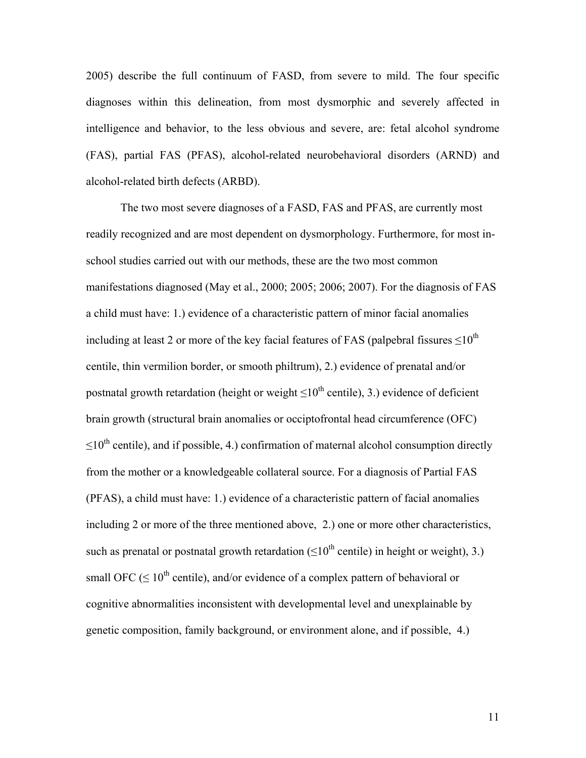2005) describe the full continuum of FASD, from severe to mild. The four specific diagnoses within this delineation, from most dysmorphic and severely affected in intelligence and behavior, to the less obvious and severe, are: fetal alcohol syndrome (FAS), partial FAS (PFAS), alcohol-related neurobehavioral disorders (ARND) and alcohol-related birth defects (ARBD).

The two most severe diagnoses of a FASD, FAS and PFAS, are currently most readily recognized and are most dependent on dysmorphology. Furthermore, for most in-school studies carried out with our methods, these are the two most common manifestations diagnosed (May et al., 2000; 2005; 2006; 2007). For the diagnosis of FAS a child must have: 1.) evidence of a characteristic pattern of minor facial anomalies including at least 2 or more of the key facial features of FAS (palpebral fissures $\leq 10^{th}$ centile, thin vermilion border, or smooth philtrum), 2.) evidence of prenatal and/or postnatal growth retardation (height or weight $\leq 10^{th}$ centile), 3.) evidence of deficient brain growth (structural brain anomalies or occiptofrontal head circumference (OFC) $\leq 10^{th}$ centile), and if possible, 4.) confirmation of maternal alcohol consumption directly from the mother or a knowledgeable collateral source. For a diagnosis of Partial FAS (PFAS), a child must have: 1.) evidence of a characteristic pattern of facial anomalies including 2 or more of the three mentioned above, 2.) one or more other characteristics, such as prenatal or postnatal growth retardation ($\leq 10^{th}$ centile) in height or weight), 3.) small OFC ($\leq 10^{th}$ centile), and/or evidence of a complex pattern of behavioral or cognitive abnormalities inconsistent with developmental level and unexplainable by genetic composition, family background, or environment alone, and if possible, 4.)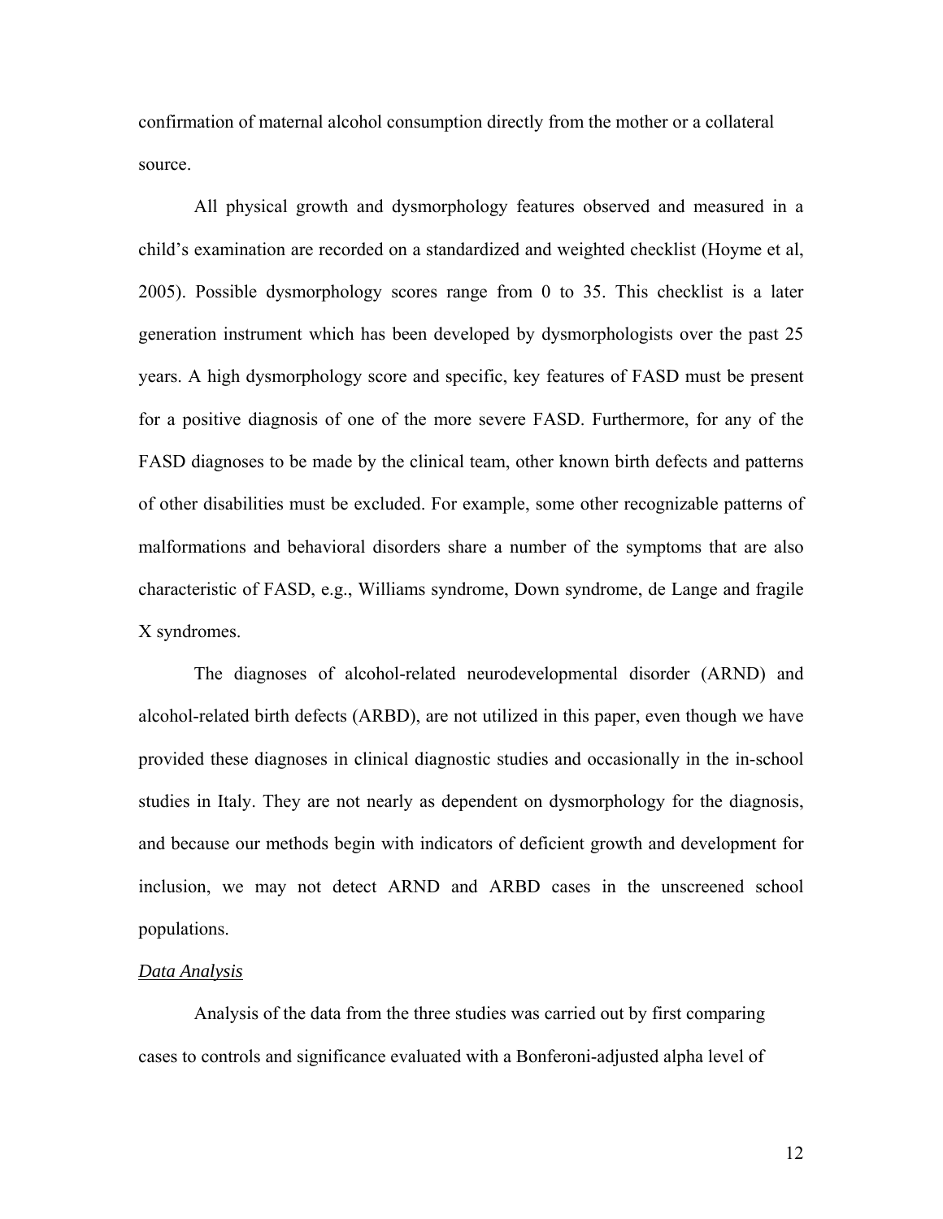confirmation of maternal alcohol consumption directly from the mother or a collateral source.

All physical growth and dysmorphology features observed and measured in a child's examination are recorded on a standardized and weighted checklist (Hoyme et al, 2005). Possible dysmorphology scores range from 0 to 35. This checklist is a later generation instrument which has been developed by dysmorphologists over the past 25 years. A high dysmorphology score and specific, key features of FASD must be present for a positive diagnosis of one of the more severe FASD. Furthermore, for any of the FASD diagnoses to be made by the clinical team, other known birth defects and patterns of other disabilities must be excluded. For example, some other recognizable patterns of malformations and behavioral disorders share a number of the symptoms that are also characteristic of FASD, e.g., Williams syndrome, Down syndrome, de Lange and fragile X syndromes.

The diagnoses of alcohol-related neurodevelopmental disorder (ARND) and alcohol-related birth defects (ARBD), are not utilized in this paper, even though we have provided these diagnoses in clinical diagnostic studies and occasionally in the in-school studies in Italy. They are not nearly as dependent on dysmorphology for the diagnosis, and because our methods begin with indicators of deficient growth and development for inclusion, we may not detect ARND and ARBD cases in the unscreened school populations.

*Data Analysis*

Analysis of the data from the three studies was carried out by first comparing cases to controls and significance evaluated with a Bonferoni-adjusted alpha level of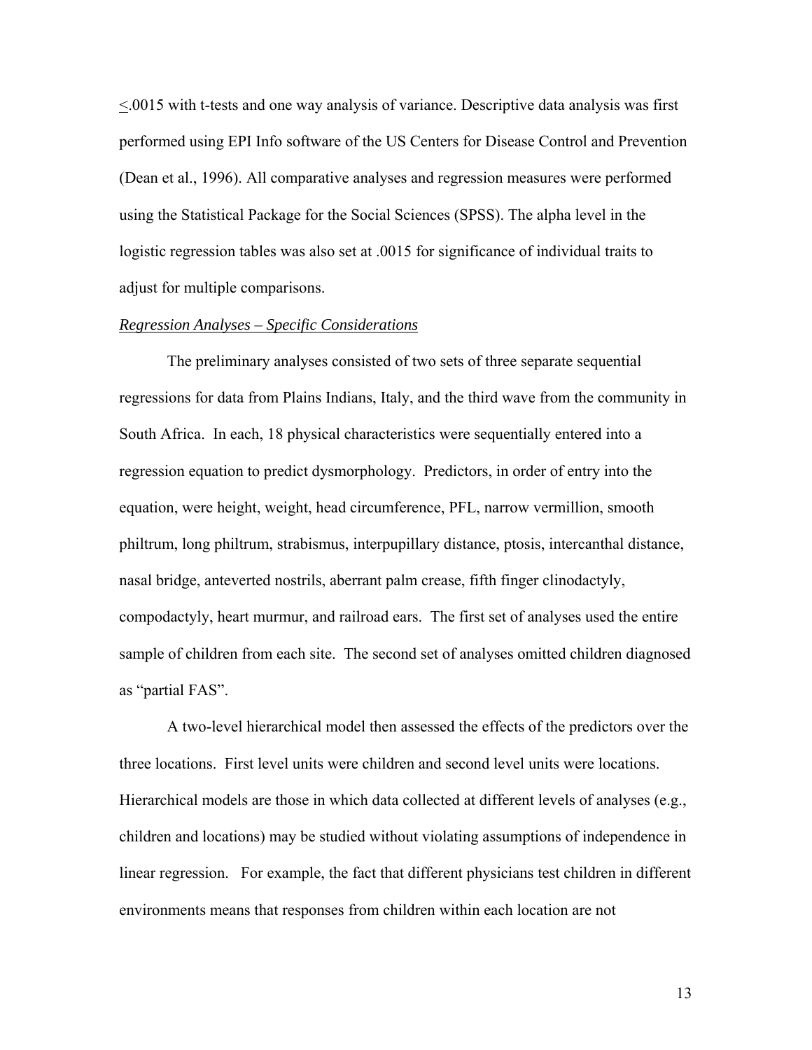$\leq$.0015 with t-tests and one way analysis of variance. Descriptive data analysis was first performed using EPI Info software of the US Centers for Disease Control and Prevention (Dean et al., 1996). All comparative analyses and regression measures were performed using the Statistical Package for the Social Sciences (SPSS). The alpha level in the logistic regression tables was also set at .0015 for significance of individual traits to adjust for multiple comparisons.

*Regression Analyses – Specific Considerations*

The preliminary analyses consisted of two sets of three separate sequential regressions for data from Plains Indians, Italy, and the third wave from the community in South Africa. In each, 18 physical characteristics were sequentially entered into a regression equation to predict dysmorphology. Predictors, in order of entry into the equation, were height, weight, head circumference, PFL, narrow vermillion, smooth philtrum, long philtrum, strabismus, interpupillary distance, ptosis, intercanthal distance, nasal bridge, anteverted nostrils, aberrant palm crease, fifth finger clinodactyly, compodactyly, heart murmur, and railroad ears. The first set of analyses used the entire sample of children from each site. The second set of analyses omitted children diagnosed as "partial FAS".

A two-level hierarchical model then assessed the effects of the predictors over the three locations. First level units were children and second level units were locations. Hierarchical models are those in which data collected at different levels of analyses (e.g., children and locations) may be studied without violating assumptions of independence in linear regression. For example, the fact that different physicians test children in different environments means that responses from children within each location are not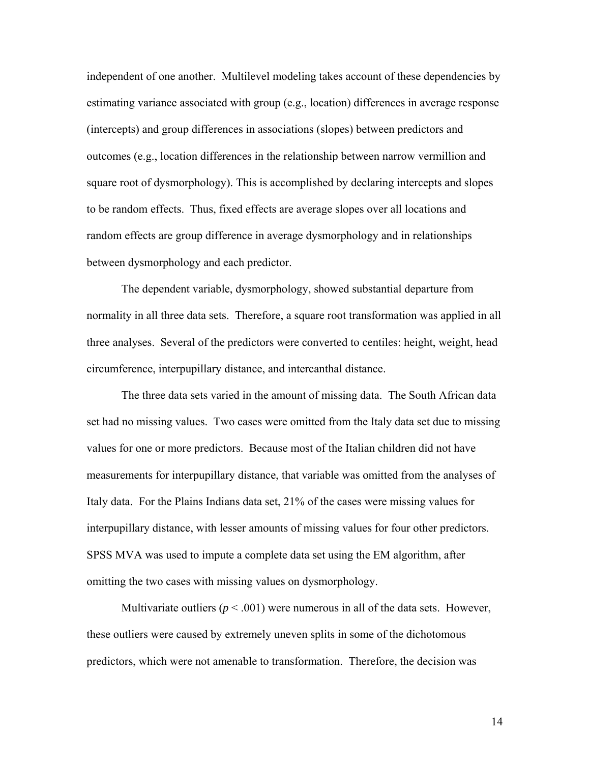independent of one another. Multilevel modeling takes account of these dependencies by estimating variance associated with group (e.g., location) differences in average response (intercepts) and group differences in associations (slopes) between predictors and outcomes (e.g., location differences in the relationship between narrow vermillion and square root of dysmorphology). This is accomplished by declaring intercepts and slopes to be random effects. Thus, fixed effects are average slopes over all locations and random effects are group difference in average dysmorphology and in relationships between dysmorphology and each predictor.

The dependent variable, dysmorphology, showed substantial departure from normality in all three data sets. Therefore, a square root transformation was applied in all three analyses. Several of the predictors were converted to centiles: height, weight, head circumference, interpupillary distance, and intercanthal distance.

The three data sets varied in the amount of missing data. The South African data set had no missing values. Two cases were omitted from the Italy data set due to missing values for one or more predictors. Because most of the Italian children did not have measurements for interpupillary distance, that variable was omitted from the analyses of Italy data. For the Plains Indians data set, 21% of the cases were missing values for interpupillary distance, with lesser amounts of missing values for four other predictors. SPSS MVA was used to impute a complete data set using the EM algorithm, after omitting the two cases with missing values on dysmorphology.

Multivariate outliers ($p < .001$) were numerous in all of the data sets. However, these outliers were caused by extremely uneven splits in some of the dichotomous predictors, which were not amenable to transformation. Therefore, the decision was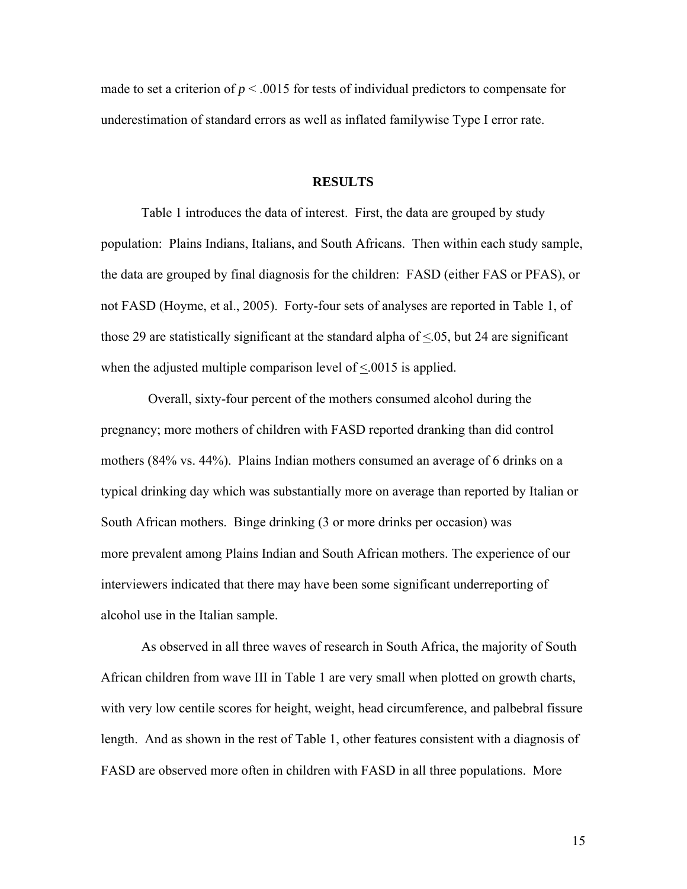made to set a criterion of $p < .0015$ for tests of individual predictors to compensate for underestimation of standard errors as well as inflated familywise Type I error rate.

## RESULTS

Table 1 introduces the data of interest. First, the data are grouped by study population: Plains Indians, Italians, and South Africans. Then within each study sample, the data are grouped by final diagnosis for the children: FASD (either FAS or PFAS), or not FASD (Hoyme, et al., 2005). Forty-four sets of analyses are reported in Table 1, of those 29 are statistically significant at the standard alpha of $\leq .05$, but 24 are significant when the adjusted multiple comparison level of $\leq .0015$ is applied.

Overall, sixty-four percent of the mothers consumed alcohol during the pregnancy; more mothers of children with FASD reported dranking than did control mothers (84% vs. 44%). Plains Indian mothers consumed an average of 6 drinks on a typical drinking day which was substantially more on average than reported by Italian or South African mothers. Binge drinking (3 or more drinks per occasion) was more prevalent among Plains Indian and South African mothers. The experience of our interviewers indicated that there may have been some significant underreporting of alcohol use in the Italian sample.

As observed in all three waves of research in South Africa, the majority of South African children from wave III in Table 1 are very small when plotted on growth charts, with very low centile scores for height, weight, head circumference, and palbebral fissure length. And as shown in the rest of Table 1, other features consistent with a diagnosis of FASD are observed more often in children with FASD in all three populations. More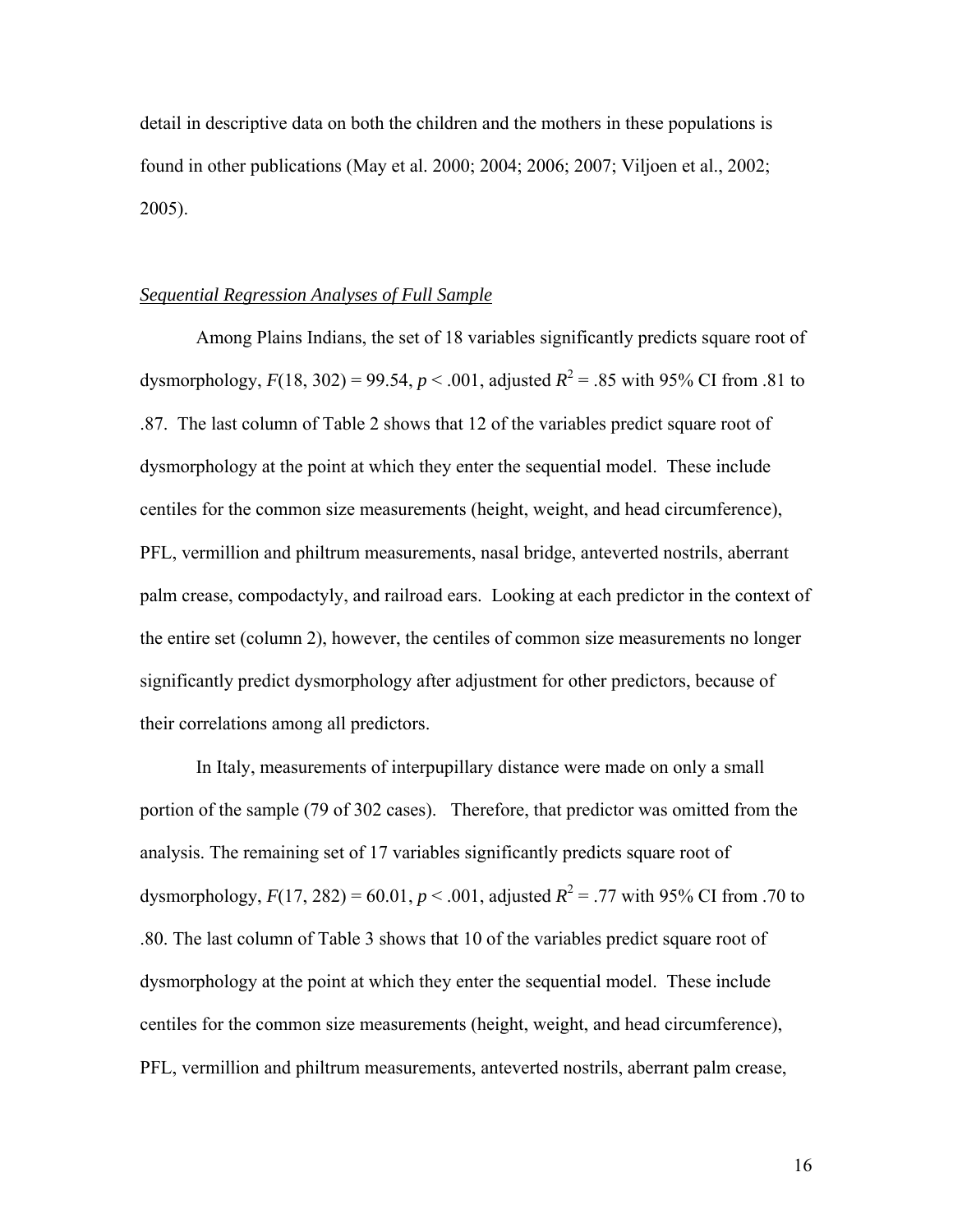detail in descriptive data on both the children and the mothers in these populations is found in other publications (May et al. 2000; 2004; 2006; 2007; Viljoen et al., 2002; 2005).

*Sequential Regression Analyses of Full Sample*

Among Plains Indians, the set of 18 variables significantly predicts square root of dysmorphology, $F(18, 302) = 99.54$, $p < .001$, adjusted $R^2 = .85$ with 95% CI from .81 to .87. The last column of Table 2 shows that 12 of the variables predict square root of dysmorphology at the point at which they enter the sequential model. These include centiles for the common size measurements (height, weight, and head circumference), PFL, vermillion and philtrum measurements, nasal bridge, anteverted nostrils, aberrant palm crease, compodactyly, and railroad ears. Looking at each predictor in the context of the entire set (column 2), however, the centiles of common size measurements no longer significantly predict dysmorphology after adjustment for other predictors, because of their correlations among all predictors.

In Italy, measurements of interpupillary distance were made on only a small portion of the sample (79 of 302 cases). Therefore, that predictor was omitted from the analysis. The remaining set of 17 variables significantly predicts square root of dysmorphology, $F(17, 282) = 60.01$, $p < .001$, adjusted $R^2 = .77$ with 95% CI from .70 to .80. The last column of Table 3 shows that 10 of the variables predict square root of dysmorphology at the point at which they enter the sequential model. These include centiles for the common size measurements (height, weight, and head circumference), PFL, vermillion and philtrum measurements, anteverted nostrils, aberrant palm crease,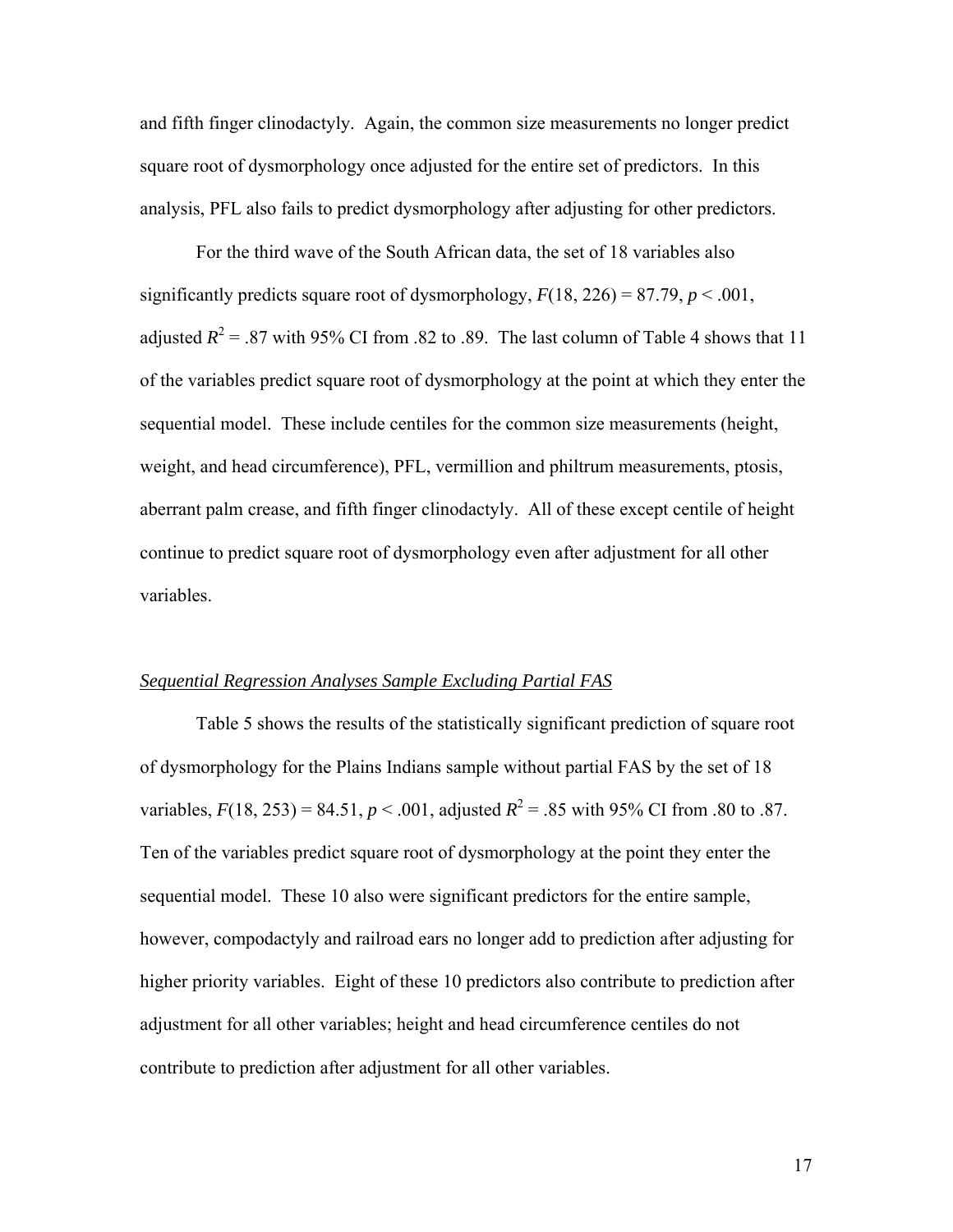and fifth finger clinodactyly. Again, the common size measurements no longer predict square root of dysmorphology once adjusted for the entire set of predictors. In this analysis, PFL also fails to predict dysmorphology after adjusting for other predictors.

For the third wave of the South African data, the set of 18 variables also significantly predicts square root of dysmorphology, $F(18, 226) = 87.79$, $p < .001$, adjusted $R^2 = .87$ with 95% CI from .82 to .89. The last column of Table 4 shows that 11 of the variables predict square root of dysmorphology at the point at which they enter the sequential model. These include centiles for the common size measurements (height, weight, and head circumference), PFL, vermillion and philtrum measurements, ptosis, aberrant palm crease, and fifth finger clinodactyly. All of these except centile of height continue to predict square root of dysmorphology even after adjustment for all other variables.

### _Sequential Regression Analyses Sample Excluding Partial FAS_

Table 5 shows the results of the statistically significant prediction of square root of dysmorphology for the Plains Indians sample without partial FAS by the set of 18 variables, $F(18, 253) = 84.51$, $p < .001$, adjusted $R^2 = .85$ with 95% CI from .80 to .87. Ten of the variables predict square root of dysmorphology at the point they enter the sequential model. These 10 also were significant predictors for the entire sample, however, compodactyly and railroad ears no longer add to prediction after adjusting for higher priority variables. Eight of these 10 predictors also contribute to prediction after adjustment for all other variables; height and head circumference centiles do not contribute to prediction after adjustment for all other variables.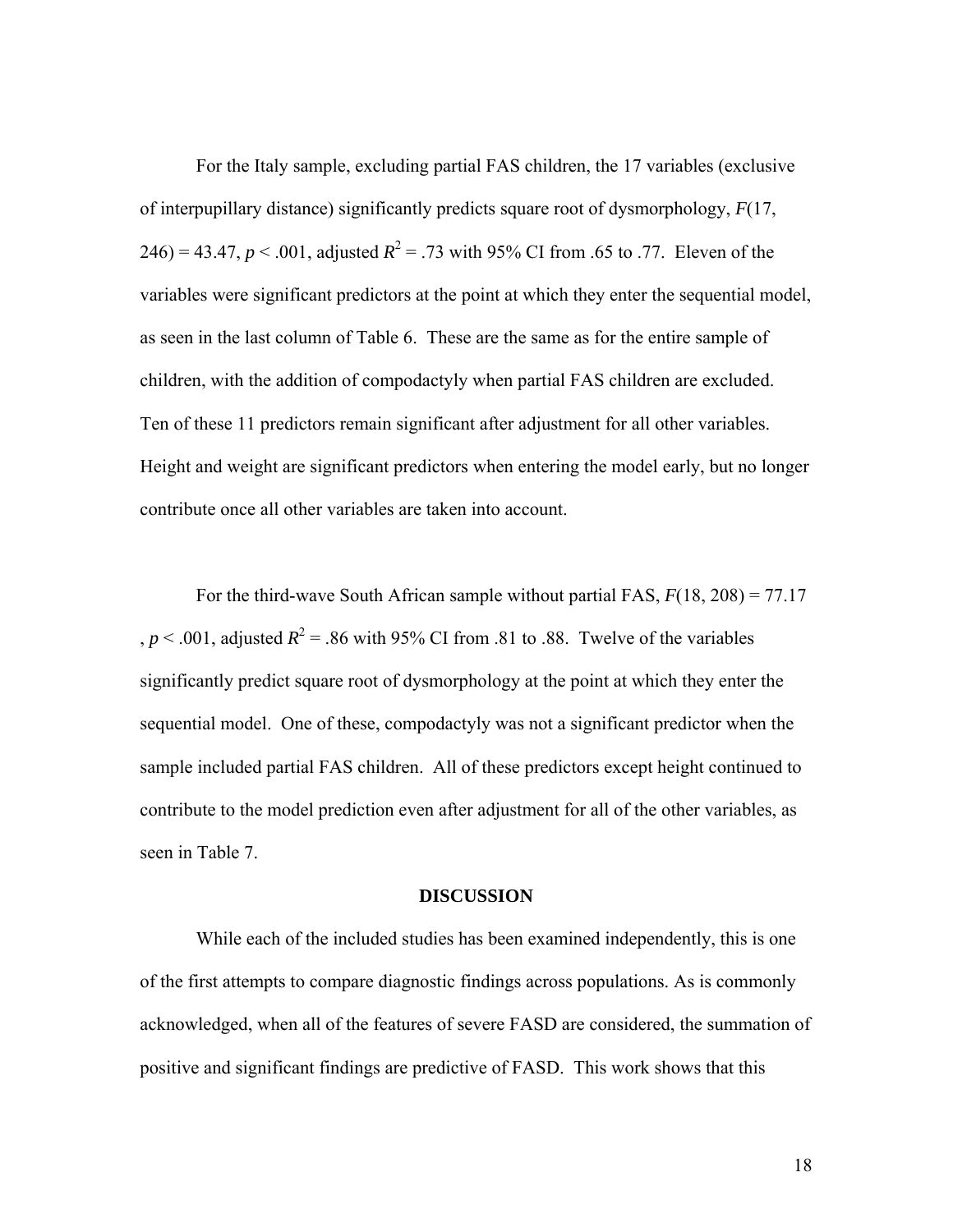For the Italy sample, excluding partial FAS children, the 17 variables (exclusive of interpupillary distance) significantly predicts square root of dysmorphology, $F(17, 246) = 43.47$, $p < .001$, adjusted $R^2 = .73$ with 95% CI from .65 to .77. Eleven of the variables were significant predictors at the point at which they enter the sequential model, as seen in the last column of Table 6. These are the same as for the entire sample of children, with the addition of compodactyly when partial FAS children are excluded. Ten of these 11 predictors remain significant after adjustment for all other variables. Height and weight are significant predictors when entering the model early, but no longer contribute once all other variables are taken into account.

For the third-wave South African sample without partial FAS, $F(18, 208) = 77.17$, $p < .001$, adjusted $R^2 = .86$ with 95% CI from .81 to .88. Twelve of the variables significantly predict square root of dysmorphology at the point at which they enter the sequential model. One of these, compodactyly was not a significant predictor when the sample included partial FAS children. All of these predictors except height continued to contribute to the model prediction even after adjustment for all of the other variables, as seen in Table 7.

## DISCUSSION

While each of the included studies has been examined independently, this is one of the first attempts to compare diagnostic findings across populations. As is commonly acknowledged, when all of the features of severe FASD are considered, the summation of positive and significant findings are predictive of FASD. This work shows that this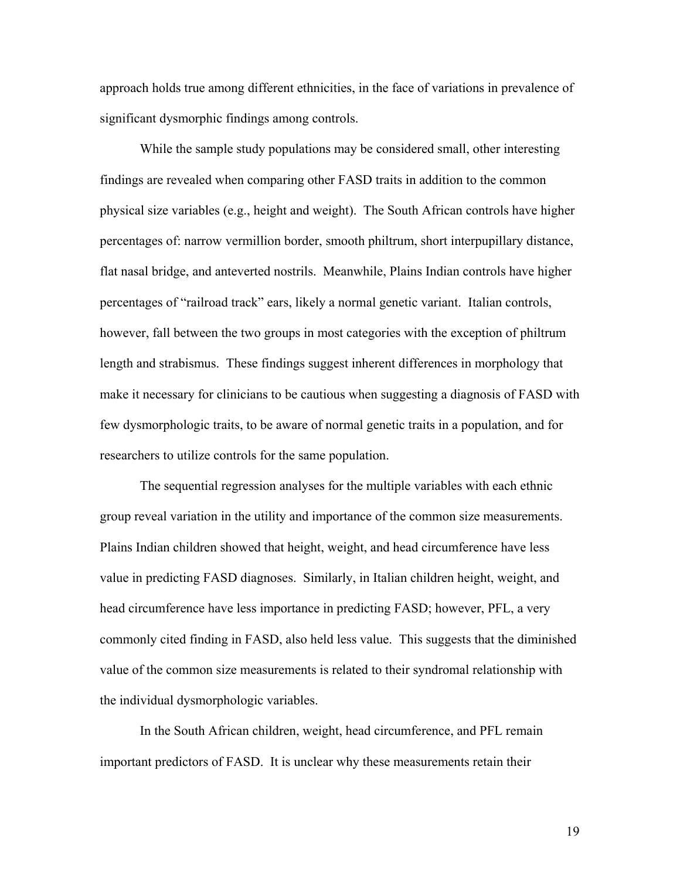approach holds true among different ethnicities, in the face of variations in prevalence of significant dysmorphic findings among controls.

While the sample study populations may be considered small, other interesting findings are revealed when comparing other FASD traits in addition to the common physical size variables (e.g., height and weight). The South African controls have higher percentages of: narrow vermillion border, smooth philtrum, short interpupillary distance, flat nasal bridge, and anteverted nostrils. Meanwhile, Plains Indian controls have higher percentages of "railroad track" ears, likely a normal genetic variant. Italian controls, however, fall between the two groups in most categories with the exception of philtrum length and strabismus. These findings suggest inherent differences in morphology that make it necessary for clinicians to be cautious when suggesting a diagnosis of FASD with few dysmorphologic traits, to be aware of normal genetic traits in a population, and for researchers to utilize controls for the same population.

The sequential regression analyses for the multiple variables with each ethnic group reveal variation in the utility and importance of the common size measurements. Plains Indian children showed that height, weight, and head circumference have less value in predicting FASD diagnoses. Similarly, in Italian children height, weight, and head circumference have less importance in predicting FASD; however, PFL, a very commonly cited finding in FASD, also held less value. This suggests that the diminished value of the common size measurements is related to their syndromal relationship with the individual dysmorphologic variables.

In the South African children, weight, head circumference, and PFL remain important predictors of FASD. It is unclear why these measurements retain their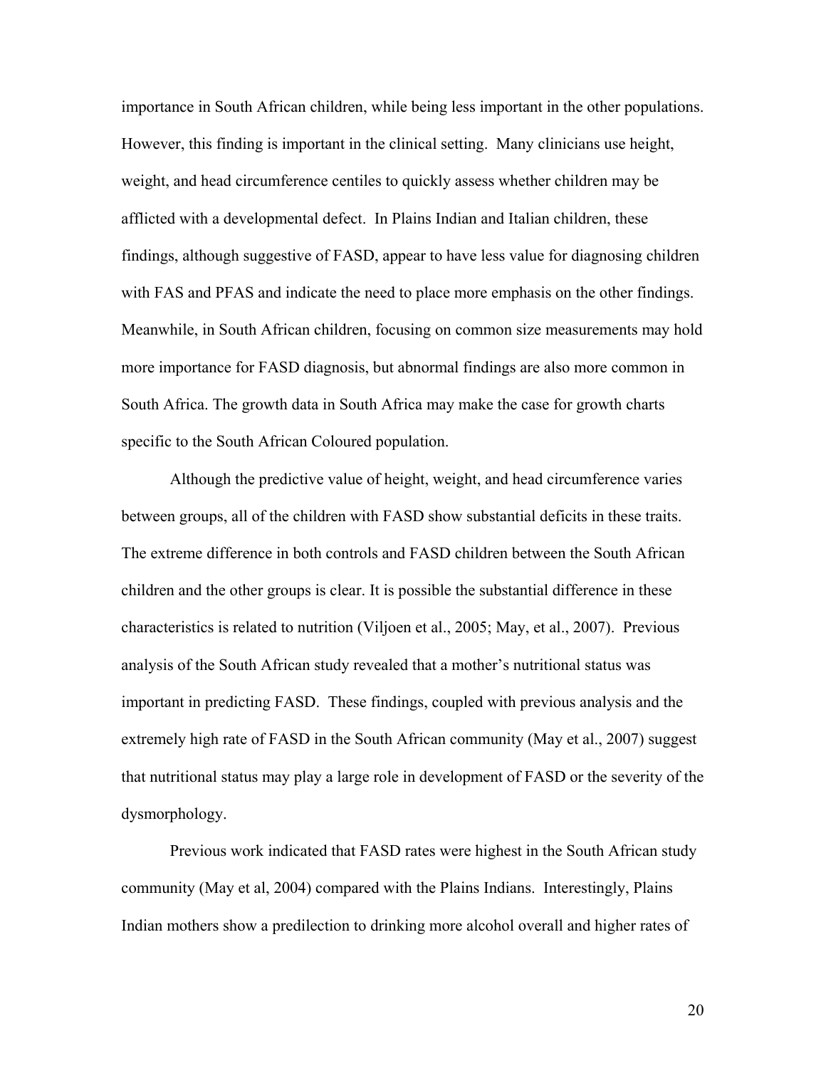importance in South African children, while being less important in the other populations. However, this finding is important in the clinical setting. Many clinicians use height, weight, and head circumference centiles to quickly assess whether children may be afflicted with a developmental defect. In Plains Indian and Italian children, these findings, although suggestive of FASD, appear to have less value for diagnosing children with FAS and PFAS and indicate the need to place more emphasis on the other findings. Meanwhile, in South African children, focusing on common size measurements may hold more importance for FASD diagnosis, but abnormal findings are also more common in South Africa. The growth data in South Africa may make the case for growth charts specific to the South African Coloured population.

Although the predictive value of height, weight, and head circumference varies between groups, all of the children with FASD show substantial deficits in these traits. The extreme difference in both controls and FASD children between the South African children and the other groups is clear. It is possible the substantial difference in these characteristics is related to nutrition (Viljoen et al., 2005; May, et al., 2007). Previous analysis of the South African study revealed that a mother's nutritional status was important in predicting FASD. These findings, coupled with previous analysis and the extremely high rate of FASD in the South African community (May et al., 2007) suggest that nutritional status may play a large role in development of FASD or the severity of the dysmorphology.

Previous work indicated that FASD rates were highest in the South African study community (May et al, 2004) compared with the Plains Indians. Interestingly, Plains Indian mothers show a predilection to drinking more alcohol overall and higher rates of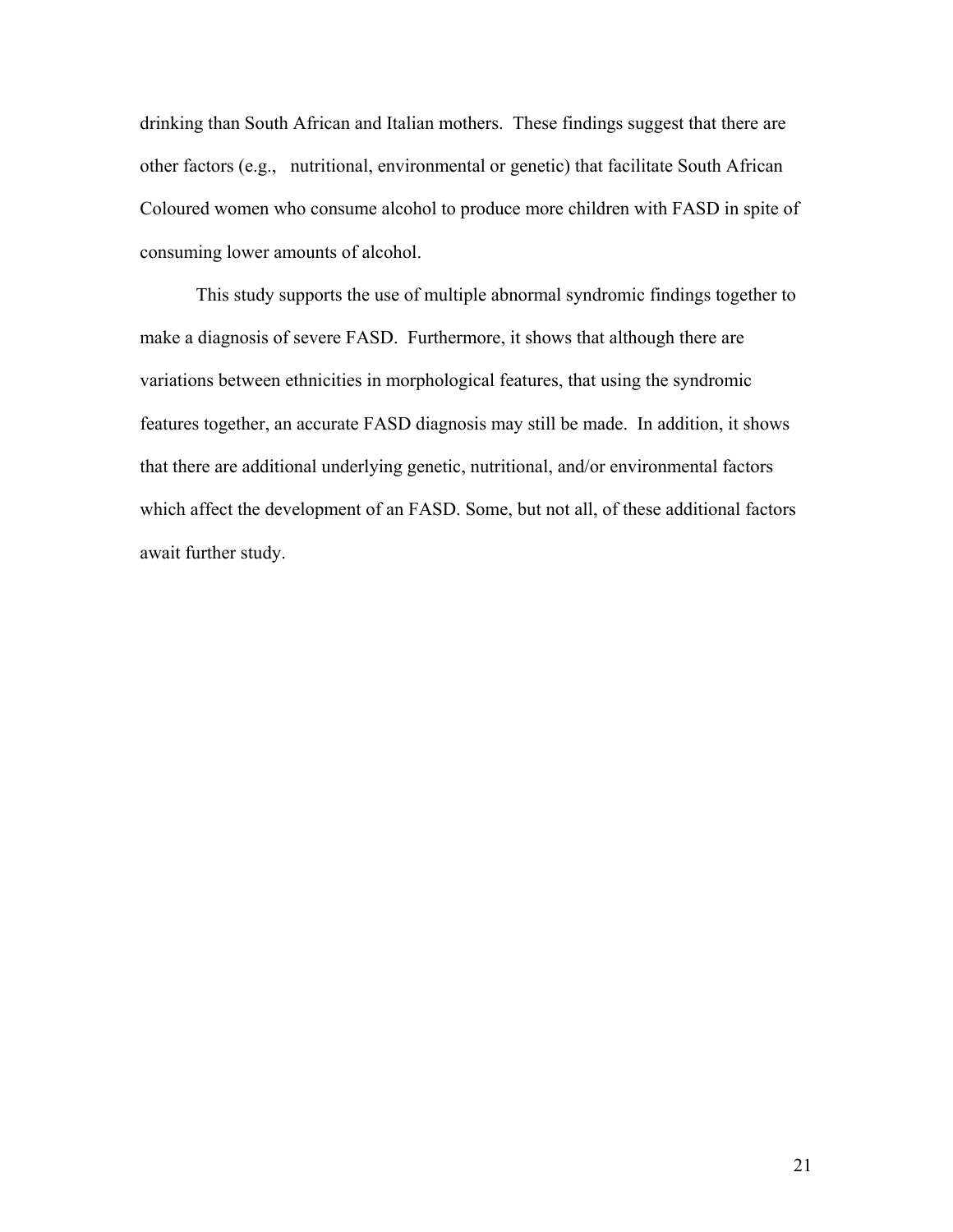drinking than South African and Italian mothers. These findings suggest that there are other factors (e.g., nutritional, environmental or genetic) that facilitate South African Coloured women who consume alcohol to produce more children with FASD in spite of consuming lower amounts of alcohol.

This study supports the use of multiple abnormal syndromic findings together to make a diagnosis of severe FASD. Furthermore, it shows that although there are variations between ethnicities in morphological features, that using the syndromic features together, an accurate FASD diagnosis may still be made. In addition, it shows that there are additional underlying genetic, nutritional, and/or environmental factors which affect the development of an FASD. Some, but not all, of these additional factors await further study.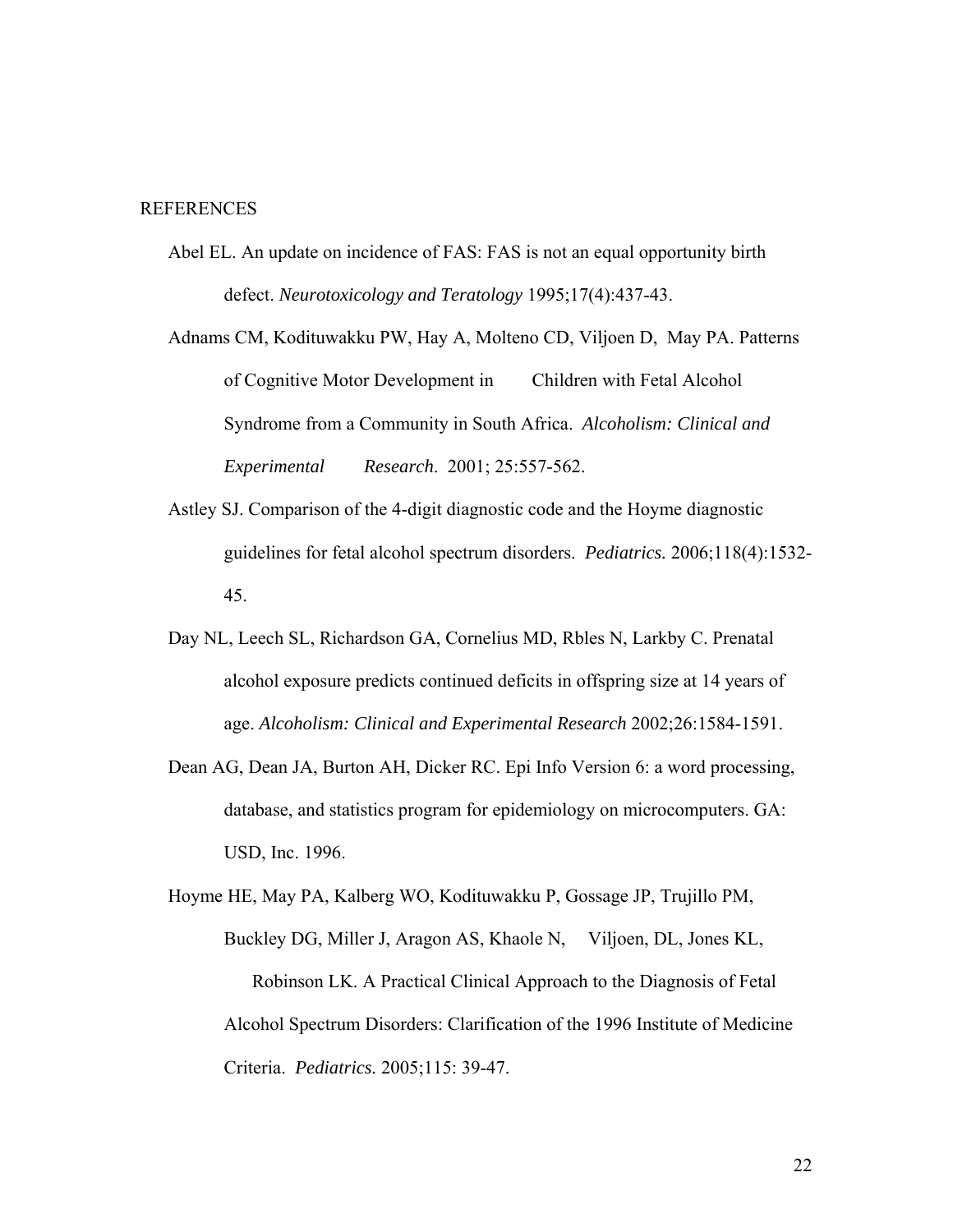REFERENCES

Abel EL. An update on incidence of FAS: FAS is not an equal opportunity birth defect. *Neurotoxicology and Teratology* 1995;17(4):437-43.

Adnams CM, Kodituwakku PW, Hay A, Molteno CD, Viljoen D, May PA. Patterns of Cognitive Motor Development in Children with Fetal Alcohol Syndrome from a Community in South Africa. *Alcoholism: Clinical and Experimental Research*. 2001; 25:557-562.

Astley SJ. Comparison of the 4-digit diagnostic code and the Hoyme diagnostic guidelines for fetal alcohol spectrum disorders. *Pediatrics.* 2006;118(4):1532-45.

Day NL, Leech SL, Richardson GA, Cornelius MD, Rbles N, Larkby C. Prenatal alcohol exposure predicts continued deficits in offspring size at 14 years of age. *Alcoholism: Clinical and Experimental Research* 2002;26:1584-1591.

Dean AG, Dean JA, Burton AH, Dicker RC. Epi Info Version 6: a word processing, database, and statistics program for epidemiology on microcomputers. GA: USD, Inc. 1996.

Hoyme HE, May PA, Kalberg WO, Kodituwakku P, Gossage JP, Trujillo PM, Buckley DG, Miller J, Aragon AS, Khaole N, Viljoen, DL, Jones KL, Robinson LK. A Practical Clinical Approach to the Diagnosis of Fetal Alcohol Spectrum Disorders: Clarification of the 1996 Institute of Medicine Criteria. *Pediatrics.* 2005;115: 39-47.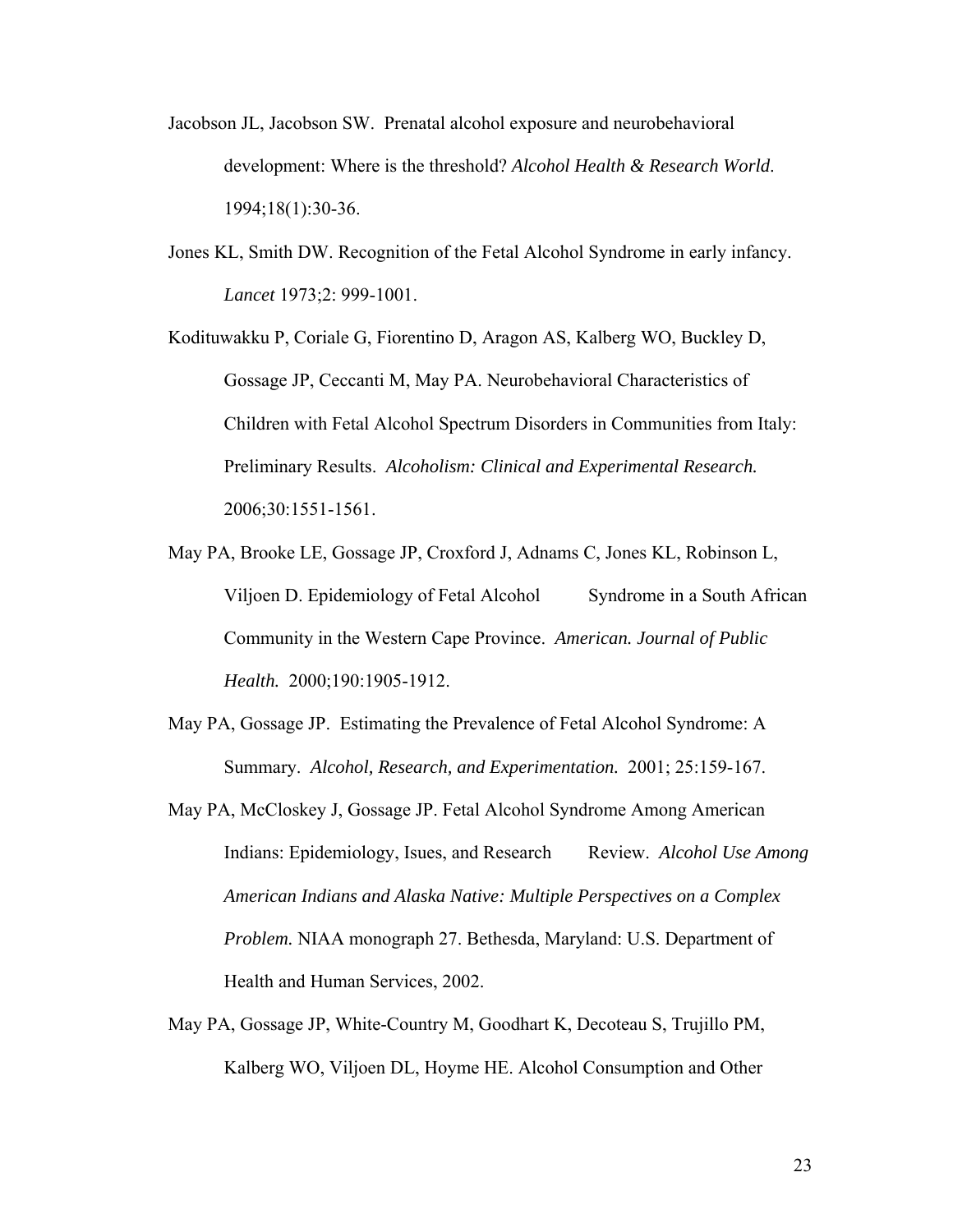Jacobson JL, Jacobson SW. Prenatal alcohol exposure and neurobehavioral development: Where is the threshold? *Alcohol Health & Research World*. 1994;18(1):30-36.

Jones KL, Smith DW. Recognition of the Fetal Alcohol Syndrome in early infancy. *Lancet* 1973;2: 999-1001.

Kodituwakku P, Coriale G, Fiorentino D, Aragon AS, Kalberg WO, Buckley D, Gossage JP, Ceccanti M, May PA. Neurobehavioral Characteristics of Children with Fetal Alcohol Spectrum Disorders in Communities from Italy: Preliminary Results. *Alcoholism: Clinical and Experimental Research.* 2006;30:1551-1561.

May PA, Brooke LE, Gossage JP, Croxford J, Adnams C, Jones KL, Robinson L, Viljoen D. Epidemiology of Fetal Alcohol Syndrome in a South African Community in the Western Cape Province. *American. Journal of Public Health.* 2000;190:1905-1912.

May PA, Gossage JP. Estimating the Prevalence of Fetal Alcohol Syndrome: A Summary. *Alcohol, Research, and Experimentation.* 2001; 25:159-167.

May PA, McCloskey J, Gossage JP. Fetal Alcohol Syndrome Among American Indians: Epidemiology, Isues, and Research Review. *Alcohol Use Among American Indians and Alaska Native: Multiple Perspectives on a Complex Problem.* NIAA monograph 27. Bethesda, Maryland: U.S. Department of Health and Human Services, 2002.

May PA, Gossage JP, White-Country M, Goodhart K, Decoteau S, Trujillo PM, Kalberg WO, Viljoen DL, Hoyme HE. Alcohol Consumption and Other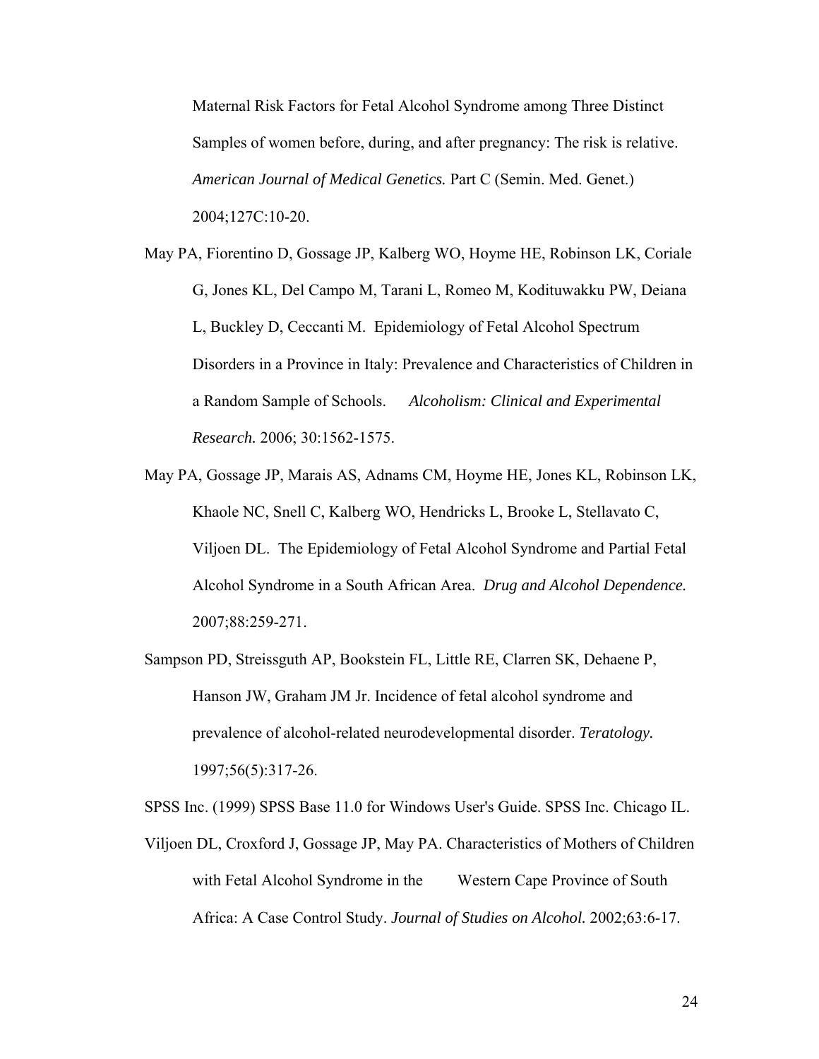Maternal Risk Factors for Fetal Alcohol Syndrome among Three Distinct Samples of women before, during, and after pregnancy: The risk is relative. *American Journal of Medical Genetics.* Part C (Semin. Med. Genet.) 2004;127C:10-20.

May PA, Fiorentino D, Gossage JP, Kalberg WO, Hoyme HE, Robinson LK, Coriale G, Jones KL, Del Campo M, Tarani L, Romeo M, Kodituwakku PW, Deiana L, Buckley D, Ceccanti M. Epidemiology of Fetal Alcohol Spectrum Disorders in a Province in Italy: Prevalence and Characteristics of Children in a Random Sample of Schools. *Alcoholism: Clinical and Experimental Research.* 2006; 30:1562-1575.

May PA, Gossage JP, Marais AS, Adnams CM, Hoyme HE, Jones KL, Robinson LK, Khaole NC, Snell C, Kalberg WO, Hendricks L, Brooke L, Stellavato C, Viljoen DL. The Epidemiology of Fetal Alcohol Syndrome and Partial Fetal Alcohol Syndrome in a South African Area. *Drug and Alcohol Dependence.* 2007;88:259-271.

Sampson PD, Streissguth AP, Bookstein FL, Little RE, Clarren SK, Dehaene P, Hanson JW, Graham JM Jr. Incidence of fetal alcohol syndrome and prevalence of alcohol-related neurodevelopmental disorder. *Teratology.* 1997;56(5):317-26.

SPSS Inc. (1999) SPSS Base 11.0 for Windows User's Guide. SPSS Inc. Chicago IL.

Viljoen DL, Croxford J, Gossage JP, May PA. Characteristics of Mothers of Children with Fetal Alcohol Syndrome in the Western Cape Province of South Africa: A Case Control Study. *Journal of Studies on Alcohol.* 2002;63:6-17.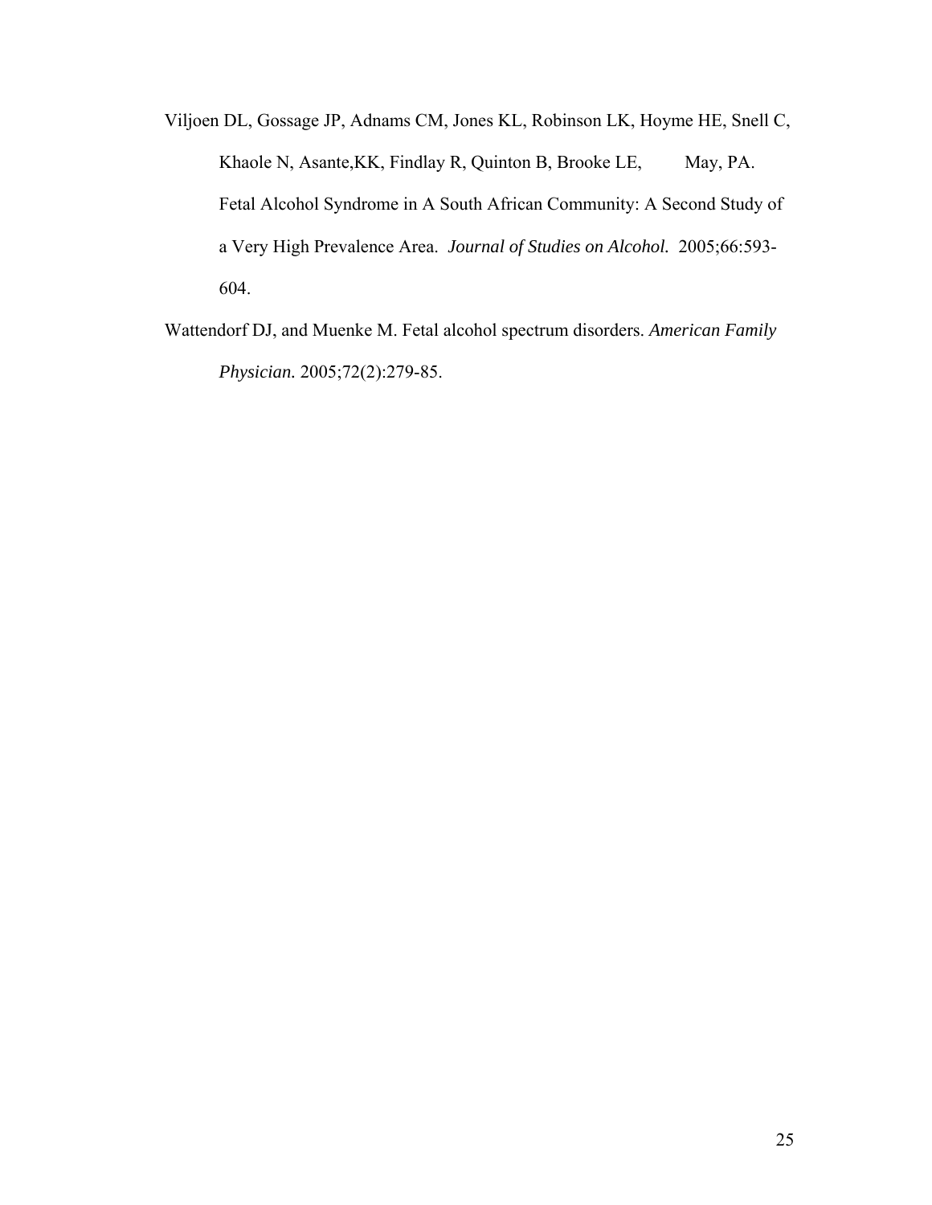Viljoen DL, Gossage JP, Adnams CM, Jones KL, Robinson LK, Hoyme HE, Snell C, Khaole N, Asante,KK, Findlay R, Quinton B, Brooke LE, May, PA. Fetal Alcohol Syndrome in A South African Community: A Second Study of a Very High Prevalence Area. *Journal of Studies on Alcohol.* 2005;66:593-604.

Wattendorf DJ, and Muenke M. Fetal alcohol spectrum disorders. *American Family Physician.* 2005;72(2):279-85.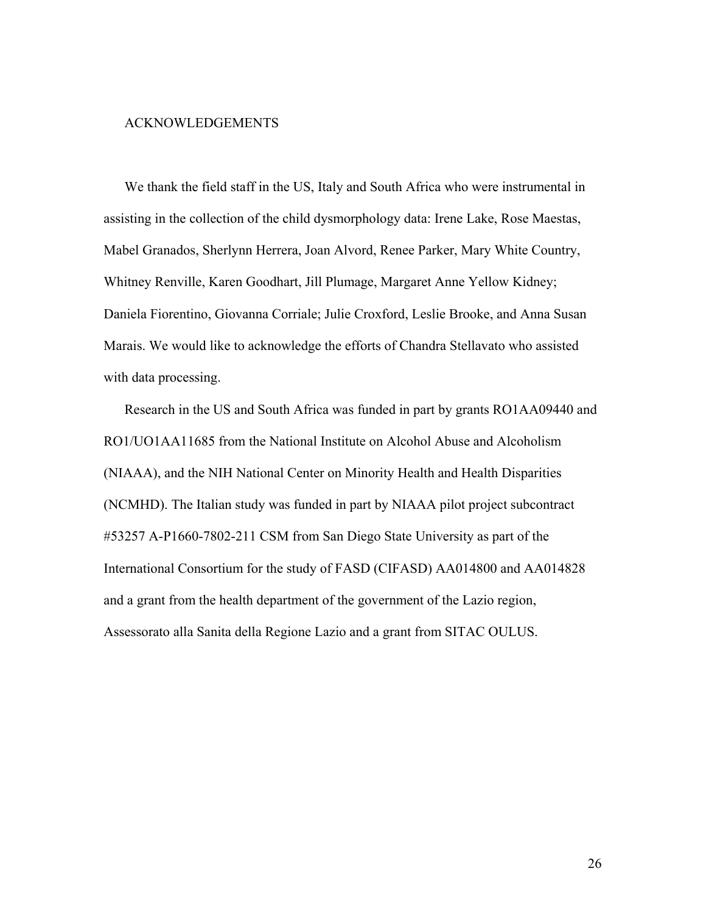# ACKNOWLEDGEMENTS

We thank the field staff in the US, Italy and South Africa who were instrumental in assisting in the collection of the child dysmorphology data: Irene Lake, Rose Maestas, Mabel Granados, Sherlynn Herrera, Joan Alvord, Renee Parker, Mary White Country, Whitney Renville, Karen Goodhart, Jill Plumage, Margaret Anne Yellow Kidney; Daniela Fiorentino, Giovanna Corriale; Julie Croxford, Leslie Brooke, and Anna Susan Marais. We would like to acknowledge the efforts of Chandra Stellavato who assisted with data processing.

Research in the US and South Africa was funded in part by grants RO1AA09440 and RO1/UO1AA11685 from the National Institute on Alcohol Abuse and Alcoholism (NIAAA), and the NIH National Center on Minority Health and Health Disparities (NCMHD). The Italian study was funded in part by NIAAA pilot project subcontract #53257 A-P1660-7802-211 CSM from San Diego State University as part of the International Consortium for the study of FASD (CIFASD) AA014800 and AA014828 and a grant from the health department of the government of the Lazio region, Assessorato alla Sanita della Regione Lazio and a grant from SITAC OULUS.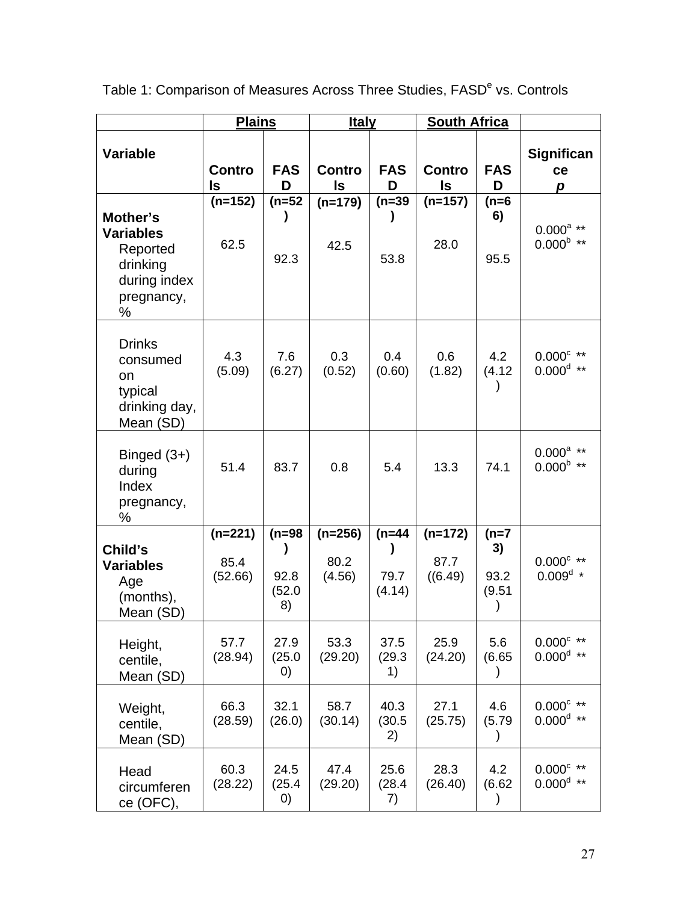Table 1: Comparison of Measures Across Three Studies, FASD[e] vs. Controls

| | Plains | | Italy | | South Africa | | |
|---|---|---|---|---|---|---|---|
| **Variable** | **Controls** | **FASD** | **Controls** | **FASD** | **Controls** | **FASD** | **Significance *p*** |
| **Mother's Variables** | (n=152) | (n=52) | (n=179) | (n=39) | (n=157) | (n=66) | |
| Reported drinking during index pregnancy, % | 62.5 | 92.3 | 42.5 | 53.8 | 28.0 | 95.5 | 0.000[a] ** 0.000[b] ** |
| Drinks consumed on typical drinking day, Mean (SD) | 4.3 (5.09) | 7.6 (6.27) | 0.3 (0.52) | 0.4 (0.60) | 0.6 (1.82) | 4.2 (4.12) | 0.000[c] ** 0.000[d] ** |
| Binged (3+) during Index pregnancy, % | 51.4 | 83.7 | 0.8 | 5.4 | 13.3 | 74.1 | 0.000[a] ** 0.000[b] ** |
| **Child's Variables** | (n=221) | (n=98) | (n=256) | (n=44) | (n=172) | (n=73) | |
| Age (months), Mean (SD) | 85.4 (52.66) | 92.8 (52.08) | 80.2 (4.56) | 79.7 (4.14) | 87.7 ((6.49) | 93.2 (9.51) | 0.000[c] ** 0.009[d] * |
| Height, centile, Mean (SD) | 57.7 (28.94) | 27.9 (25.00) | 53.3 (29.20) | 37.5 (29.31) | 25.9 (24.20) | 5.6 (6.65) | 0.000[c] ** 0.000[d] ** |
| Weight, centile, Mean (SD) | 66.3 (28.59) | 32.1 (26.0) | 58.7 (30.14) | 40.3 (30.52) | 27.1 (25.75) | 4.6 (5.79) | 0.000[c] ** 0.000[d] ** |
| Head circumference (OFC), | 60.3 (28.22) | 24.5 (25.40) | 47.4 (29.20) | 25.6 (28.47) | 28.3 (26.40) | 4.2 (6.62) | 0.000[c] ** 0.000[d] ** |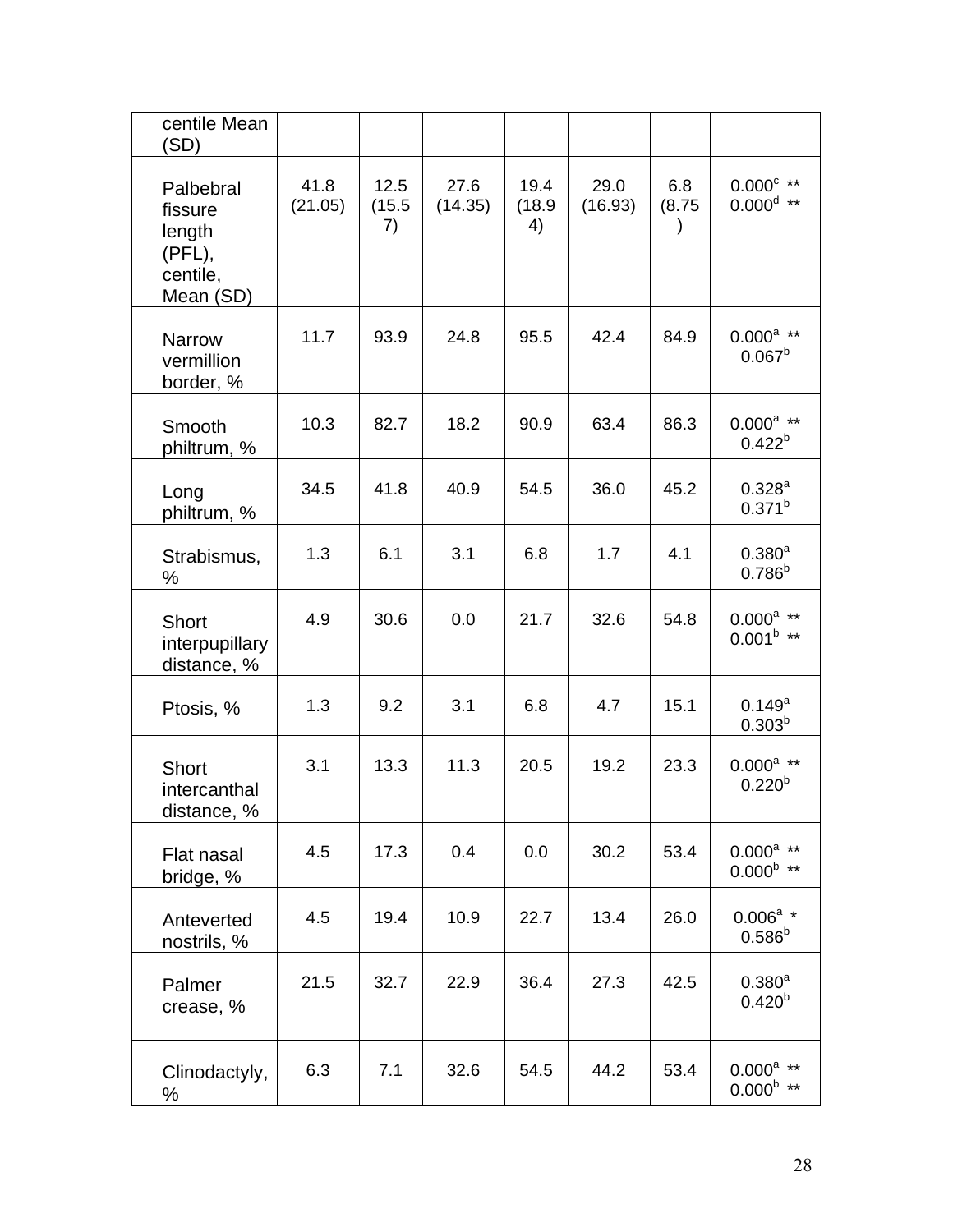| centile Mean (SD) | | | | | | | |
|---|---|---|---|---|---|---|---|
| Palbebral fissure length (PFL), centile, Mean (SD) | 41.8 (21.05) | 12.5 (15.57) | 27.6 (14.35) | 19.4 (18.94) | 29.0 (16.93) | 6.8 (8.75) | 0.000[c] ** 0.000[d] ** |
| Narrow vermillion border, % | 11.7 | 93.9 | 24.8 | 95.5 | 42.4 | 84.9 | 0.000[a] ** 0.067[b] |
| Smooth philtrum, % | 10.3 | 82.7 | 18.2 | 90.9 | 63.4 | 86.3 | 0.000[a] ** 0.422[b] |
| Long philtrum, % | 34.5 | 41.8 | 40.9 | 54.5 | 36.0 | 45.2 | 0.328[a] 0.371[b] |
| Strabismus, % | 1.3 | 6.1 | 3.1 | 6.8 | 1.7 | 4.1 | 0.380[a] 0.786[b] |
| Short interpupillary distance, % | 4.9 | 30.6 | 0.0 | 21.7 | 32.6 | 54.8 | 0.000[a] ** 0.001[b] ** |
| Ptosis, % | 1.3 | 9.2 | 3.1 | 6.8 | 4.7 | 15.1 | 0.149[a] 0.303[b] |
| Short intercanthal distance, % | 3.1 | 13.3 | 11.3 | 20.5 | 19.2 | 23.3 | 0.000[a] ** 0.220[b] |
| Flat nasal bridge, % | 4.5 | 17.3 | 0.4 | 0.0 | 30.2 | 53.4 | 0.000[a] ** 0.000[b] ** |
| Anteverted nostrils, % | 4.5 | 19.4 | 10.9 | 22.7 | 13.4 | 26.0 | 0.006[a] * 0.586[b] |
| Palmer crease, % | 21.5 | 32.7 | 22.9 | 36.4 | 27.3 | 42.5 | 0.380[a] 0.420[b] |
| | | | | | | | |
| Clinodactyly, % | 6.3 | 7.1 | 32.6 | 54.5 | 44.2 | 53.4 | 0.000[a] ** 0.000[b] ** |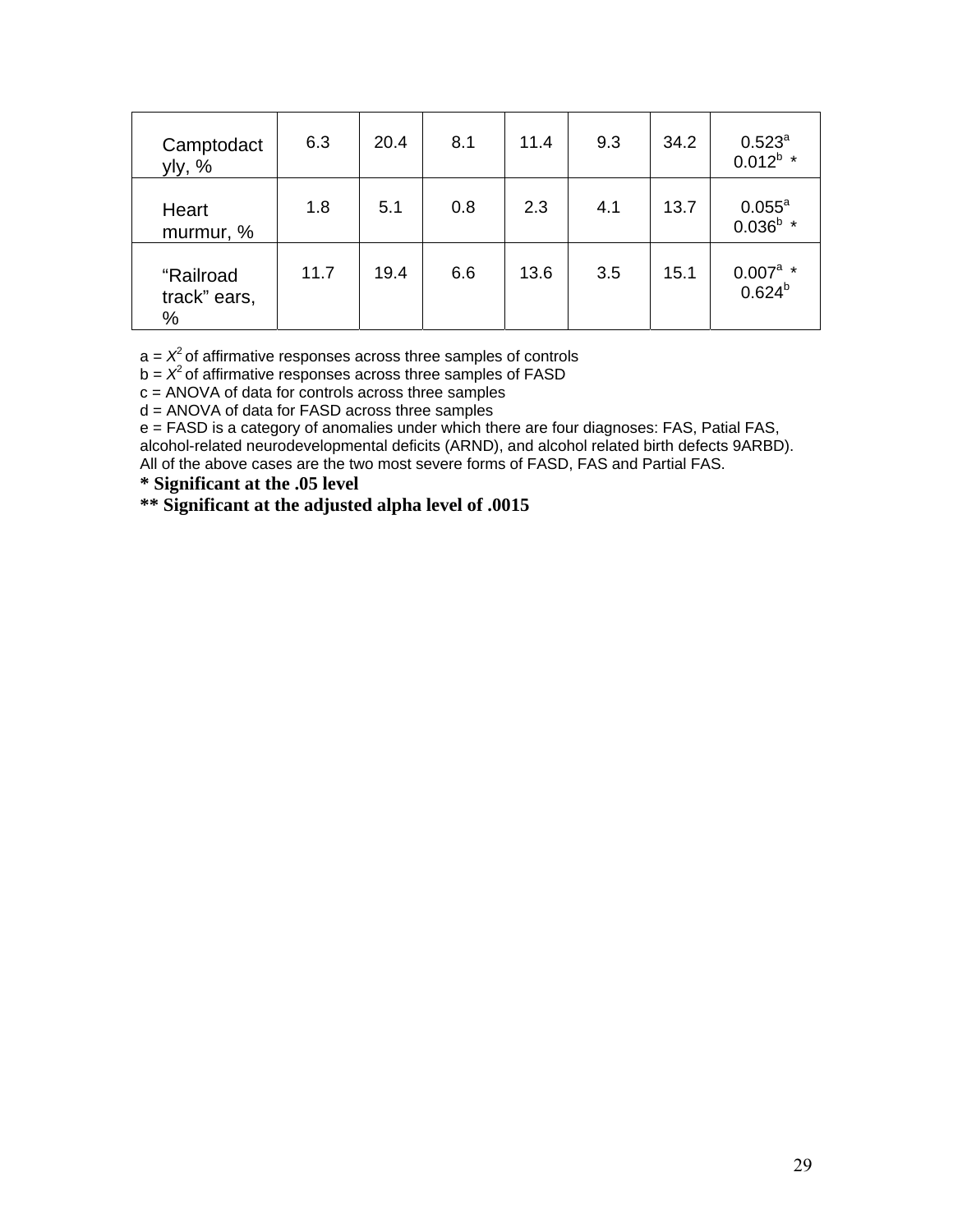| | | | | | | | |
|---|---|---|---|---|---|---|---|
| Camptodactyly, % | 6.3 | 20.4 | 8.1 | 11.4 | 9.3 | 34.2 | 0.523[a] 0.012[b] * |
| Heart murmur, % | 1.8 | 5.1 | 0.8 | 2.3 | 4.1 | 13.7 | 0.055[a] 0.036[b] * |
| "Railroad track" ears, % | 11.7 | 19.4 | 6.6 | 13.6 | 3.5 | 15.1 | 0.007[a] * 0.624[b] |

a = $X^2$ of affirmative responses across three samples of controls
b = $X^2$ of affirmative responses across three samples of FASD
c = ANOVA of data for controls across three samples
d = ANOVA of data for FASD across three samples
e = FASD is a category of anomalies under which there are four diagnoses: FAS, Patial FAS, alcohol-related neurodevelopmental deficits (ARND), and alcohol related birth defects 9ARBD). All of the above cases are the two most severe forms of FASD, FAS and Partial FAS.

**\* Significant at the .05 level**

**\*\* Significant at the adjusted alpha level of .0015**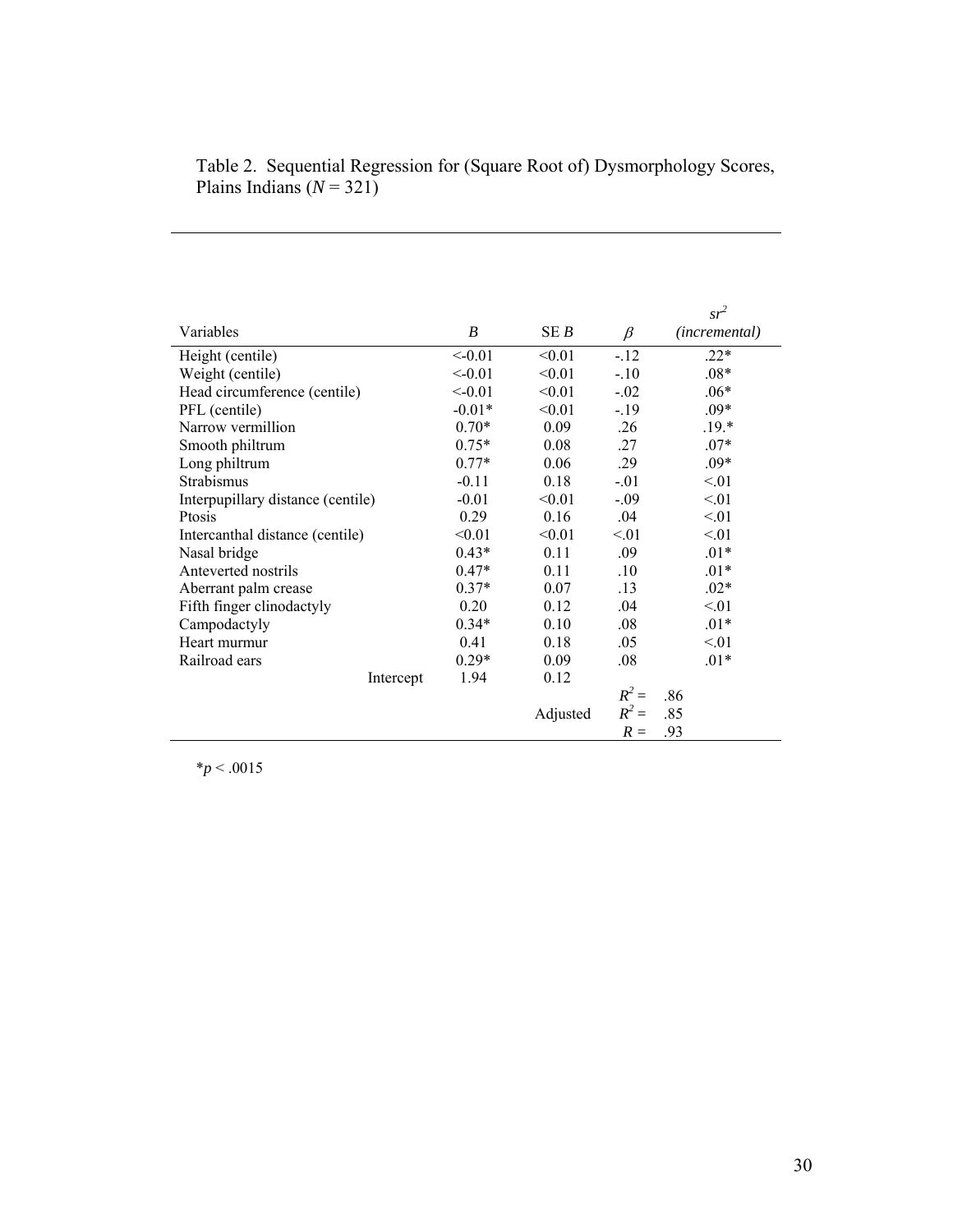Table 2. Sequential Regression for (Square Root of) Dysmorphology Scores, Plains Indians ($N$ = 321)

| Variables | $B$ | SE $B$ | $\beta$ | $sr^2$ *(incremental)* |
|---|---|---|---|---|
| Height (centile) | <-0.01 | <0.01 | -.12 | .22* |
| Weight (centile) | <-0.01 | <0.01 | -.10 | .08* |
| Head circumference (centile) | <-0.01 | <0.01 | -.02 | .06* |
| PFL (centile) | -0.01* | <0.01 | -.19 | .09* |
| Narrow vermillion | 0.70* | 0.09 | .26 | .19.* |
| Smooth philtrum | 0.75* | 0.08 | .27 | .07* |
| Long philtrum | 0.77* | 0.06 | .29 | .09* |
| Strabismus | -0.11 | 0.18 | -.01 | <.01 |
| Interpupillary distance (centile) | -0.01 | <0.01 | -.09 | <.01 |
| Ptosis | 0.29 | 0.16 | .04 | <.01 |
| Intercanthal distance (centile) | <0.01 | <0.01 | <.01 | <.01 |
| Nasal bridge | 0.43* | 0.11 | .09 | .01* |
| Anteverted nostrils | 0.47* | 0.11 | .10 | .01* |
| Aberrant palm crease | 0.37* | 0.07 | .13 | .02* |
| Fifth finger clinodactyly | 0.20 | 0.12 | .04 | <.01 |
| Campodactyly | 0.34* | 0.10 | .08 | .01* |
| Heart murmur | 0.41 | 0.18 | .05 | <.01 |
| Railroad ears | 0.29* | 0.09 | .08 | .01* |
| Intercept | 1.94 | 0.12 | | |
| | | | $R^2$ = | .86 |
| | | Adjusted | $R^2$ = | .85 |
| | | | $R$ = | .93 |

*$p < .0015$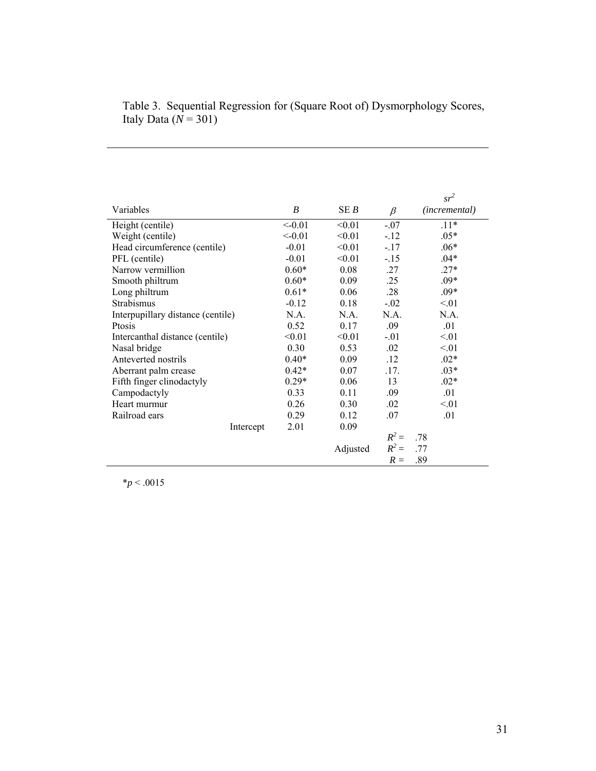Table 3. Sequential Regression for (Square Root of) Dysmorphology Scores, Italy Data ($N$ = 301)

| Variables | $B$ | SE $B$ | $\beta$ | $sr^2$ *(incremental)* |
|---|---|---|---|---|
| Height (centile) | <-0.01 | <0.01 | -.07 | .11* |
| Weight (centile) | <-0.01 | <0.01 | -.12 | .05* |
| Head circumference (centile) | -0.01 | <0.01 | -.17 | .06* |
| PFL (centile) | -0.01 | <0.01 | -.15 | .04* |
| Narrow vermillion | 0.60* | 0.08 | .27 | .27* |
| Smooth philtrum | 0.60* | 0.09 | .25 | .09* |
| Long philtrum | 0.61* | 0.06 | .28 | .09* |
| Strabismus | -0.12 | 0.18 | -.02 | <.01 |
| Interpupillary distance (centile) | N.A. | N.A. | N.A. | N.A. |
| Ptosis | 0.52 | 0.17 | .09 | .01 |
| Intercanthal distance (centile) | <0.01 | <0.01 | -.01 | <.01 |
| Nasal bridge | 0.30 | 0.53 | .02 | <.01 |
| Anteverted nostrils | 0.40* | 0.09 | .12 | .02* |
| Aberrant palm crease | 0.42* | 0.07 | .17. | .03* |
| Fifth finger clinodactyly | 0.29* | 0.06 | 13 | .02* |
| Campodactyly | 0.33 | 0.11 | .09 | .01 |
| Heart murmur | 0.26 | 0.30 | .02 | <.01 |
| Railroad ears | 0.29 | 0.12 | .07 | .01 |
| Intercept | 2.01 | 0.09 | | |
| | | | $R^2$ = | .78 |
| | | Adjusted | $R^2$ = | .77 |
| | | | $R$ = | .89 |

*$p < .0015$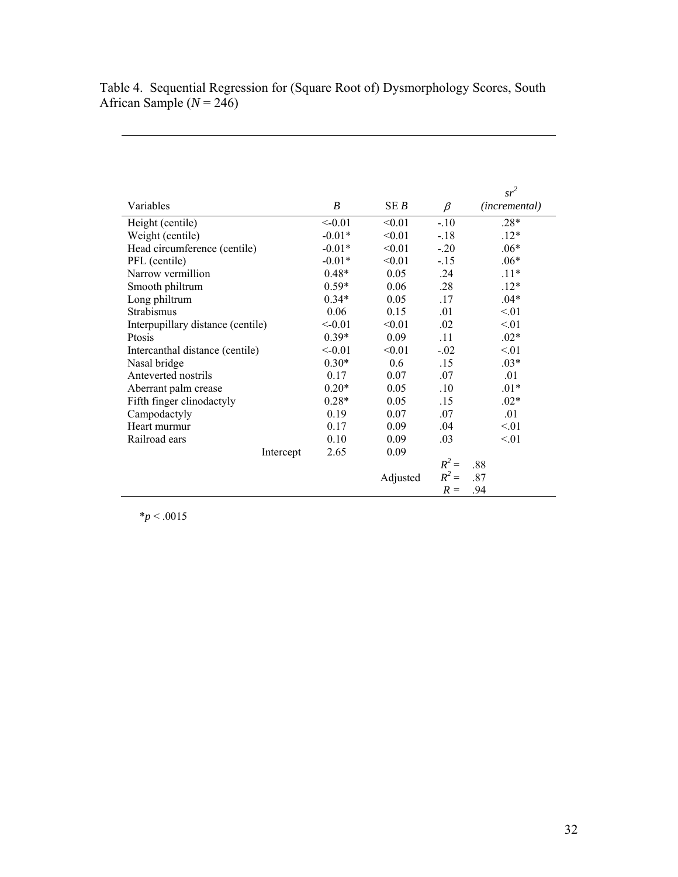Table 4. Sequential Regression for (Square Root of) Dysmorphology Scores, South African Sample ($N$ = 246)

| Variables | $B$ | SE $B$ | $\beta$ | $sr^2$ *(incremental)* |
|---|---|---|---|---|
| Height (centile) | <-0.01 | <0.01 | -.10 | .28* |
| Weight (centile) | -0.01* | <0.01 | -.18 | .12* |
| Head circumference (centile) | -0.01* | <0.01 | -.20 | .06* |
| PFL (centile) | -0.01* | <0.01 | -.15 | .06* |
| Narrow vermillion | 0.48* | 0.05 | .24 | .11* |
| Smooth philtrum | 0.59* | 0.06 | .28 | .12* |
| Long philtrum | 0.34* | 0.05 | .17 | .04* |
| Strabismus | 0.06 | 0.15 | .01 | <.01 |
| Interpupillary distance (centile) | <-0.01 | <0.01 | .02 | <.01 |
| Ptosis | 0.39* | 0.09 | .11 | .02* |
| Intercanthal distance (centile) | <-0.01 | <0.01 | -.02 | <.01 |
| Nasal bridge | 0.30* | 0.6 | .15 | .03* |
| Anteverted nostrils | 0.17 | 0.07 | .07 | .01 |
| Aberrant palm crease | 0.20* | 0.05 | .10 | .01* |
| Fifth finger clinodactyly | 0.28* | 0.05 | .15 | .02* |
| Campodactyly | 0.19 | 0.07 | .07 | .01 |
| Heart murmur | 0.17 | 0.09 | .04 | <.01 |
| Railroad ears | 0.10 | 0.09 | .03 | <.01 |
| Intercept | 2.65 | 0.09 | | |
| | | | $R^2$ = | .88 |
| | | Adjusted | $R^2$ = | .87 |
| | | | $R$ = | .94 |

*$p < .0015$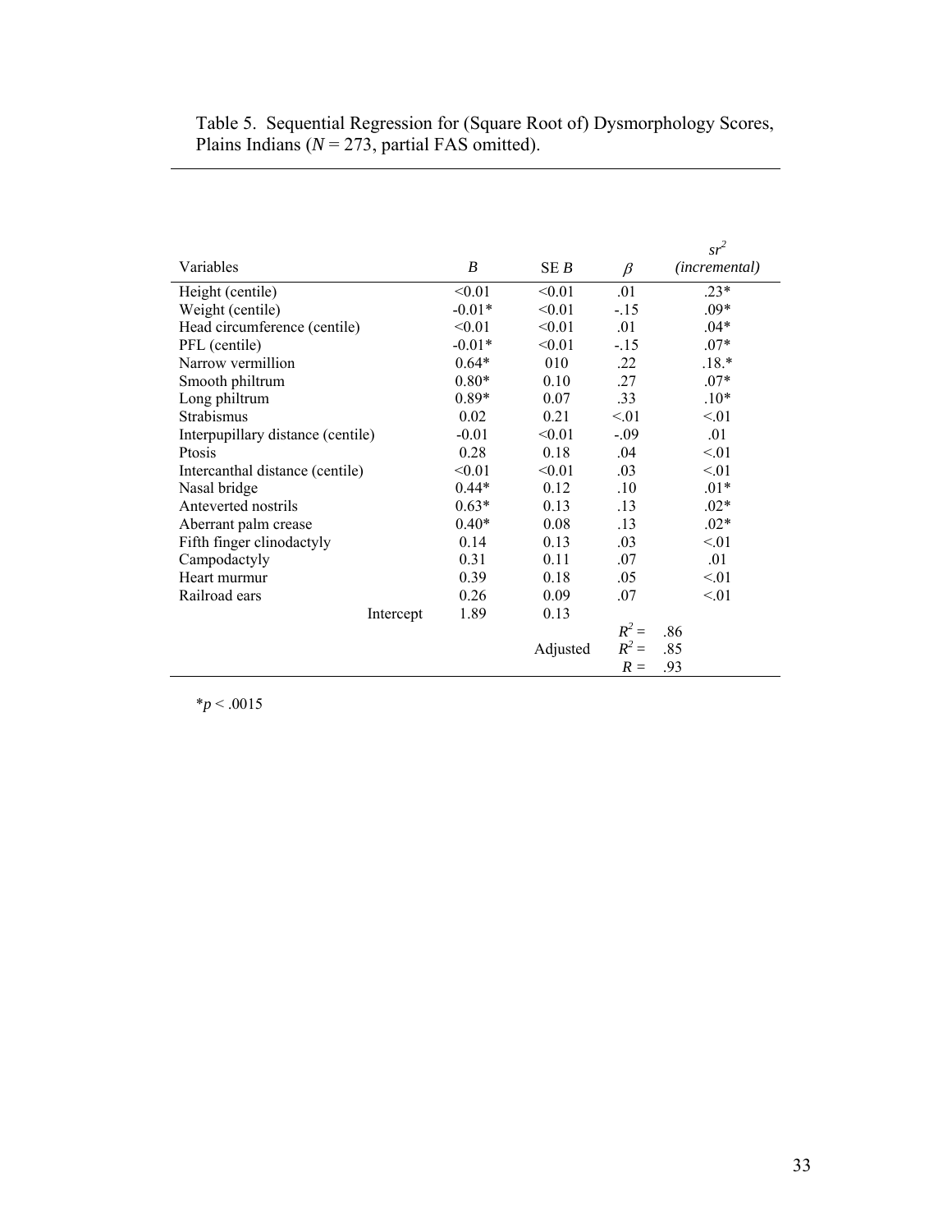Table 5. Sequential Regression for (Square Root of) Dysmorphology Scores, Plains Indians ($N$ = 273, partial FAS omitted).

| Variables | $B$ | SE $B$ | $\beta$ | $sr^2$ *(incremental)* |
|---|---|---|---|---|
| Height (centile) | <0.01 | <0.01 | .01 | .23* |
| Weight (centile) | -0.01* | <0.01 | -.15 | .09* |
| Head circumference (centile) | <0.01 | <0.01 | .01 | .04* |
| PFL (centile) | -0.01* | <0.01 | -.15 | .07* |
| Narrow vermillion | 0.64* | 010 | .22 | .18.* |
| Smooth philtrum | 0.80* | 0.10 | .27 | .07* |
| Long philtrum | 0.89* | 0.07 | .33 | .10* |
| Strabismus | 0.02 | 0.21 | <.01 | <.01 |
| Interpupillary distance (centile) | -0.01 | <0.01 | -.09 | .01 |
| Ptosis | 0.28 | 0.18 | .04 | <.01 |
| Intercanthal distance (centile) | <0.01 | <0.01 | .03 | <.01 |
| Nasal bridge | 0.44* | 0.12 | .10 | .01* |
| Anteverted nostrils | 0.63* | 0.13 | .13 | .02* |
| Aberrant palm crease | 0.40* | 0.08 | .13 | .02* |
| Fifth finger clinodactyly | 0.14 | 0.13 | .03 | <.01 |
| Campodactyly | 0.31 | 0.11 | .07 | .01 |
| Heart murmur | 0.39 | 0.18 | .05 | <.01 |
| Railroad ears | 0.26 | 0.09 | .07 | <.01 |
| Intercept | 1.89 | 0.13 | | |
| | | | $R^2$ = | .86 |
| | | Adjusted | $R^2$ = | .85 |
| | | | $R$ = | .93 |

*$p < .0015$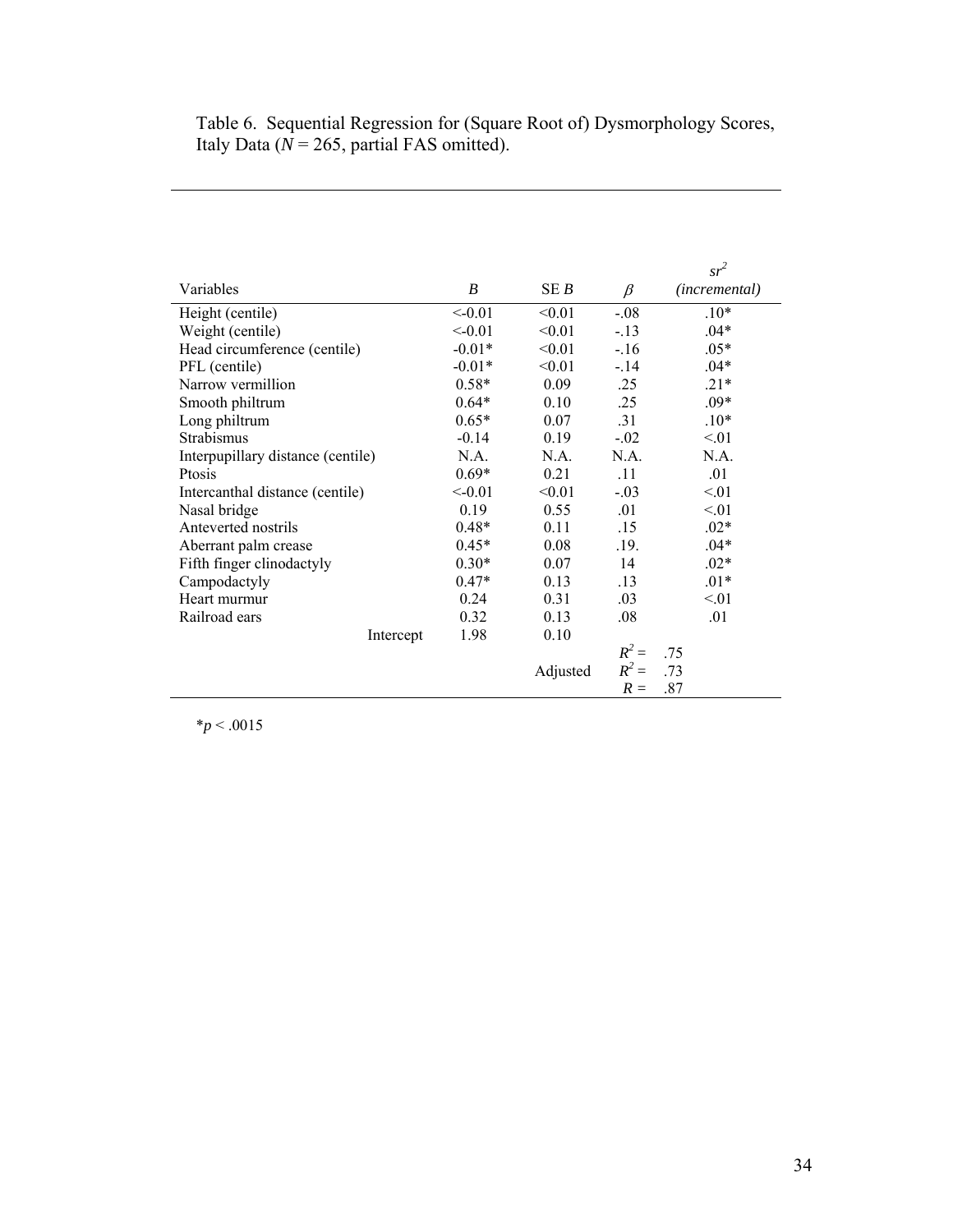Table 6. Sequential Regression for (Square Root of) Dysmorphology Scores, Italy Data ($N$ = 265, partial FAS omitted).

| Variables | $B$ | SE $B$ | $\beta$ | $sr^2$ *(incremental)* |
|---|---|---|---|---|
| Height (centile) | <-0.01 | <0.01 | -.08 | .10* |
| Weight (centile) | <-0.01 | <0.01 | -.13 | .04* |
| Head circumference (centile) | -0.01* | <0.01 | -.16 | .05* |
| PFL (centile) | -0.01* | <0.01 | -.14 | .04* |
| Narrow vermillion | 0.58* | 0.09 | .25 | .21* |
| Smooth philtrum | 0.64* | 0.10 | .25 | .09* |
| Long philtrum | 0.65* | 0.07 | .31 | .10* |
| Strabismus | -0.14 | 0.19 | -.02 | <.01 |
| Interpupillary distance (centile) | N.A. | N.A. | N.A. | N.A. |
| Ptosis | 0.69* | 0.21 | .11 | .01 |
| Intercanthal distance (centile) | <-0.01 | <0.01 | -.03 | <.01 |
| Nasal bridge | 0.19 | 0.55 | .01 | <.01 |
| Anteverted nostrils | 0.48* | 0.11 | .15 | .02* |
| Aberrant palm crease | 0.45* | 0.08 | .19. | .04* |
| Fifth finger clinodactyly | 0.30* | 0.07 | 14 | .02* |
| Campodactyly | 0.47* | 0.13 | .13 | .01* |
| Heart murmur | 0.24 | 0.31 | .03 | <.01 |
| Railroad ears | 0.32 | 0.13 | .08 | .01 |
| Intercept | 1.98 | 0.10 | | |
| | | | $R^2$ = | .75 |
| | | Adjusted | $R^2$ = | .73 |
| | | | $R$ = | .87 |

*$p < .0015$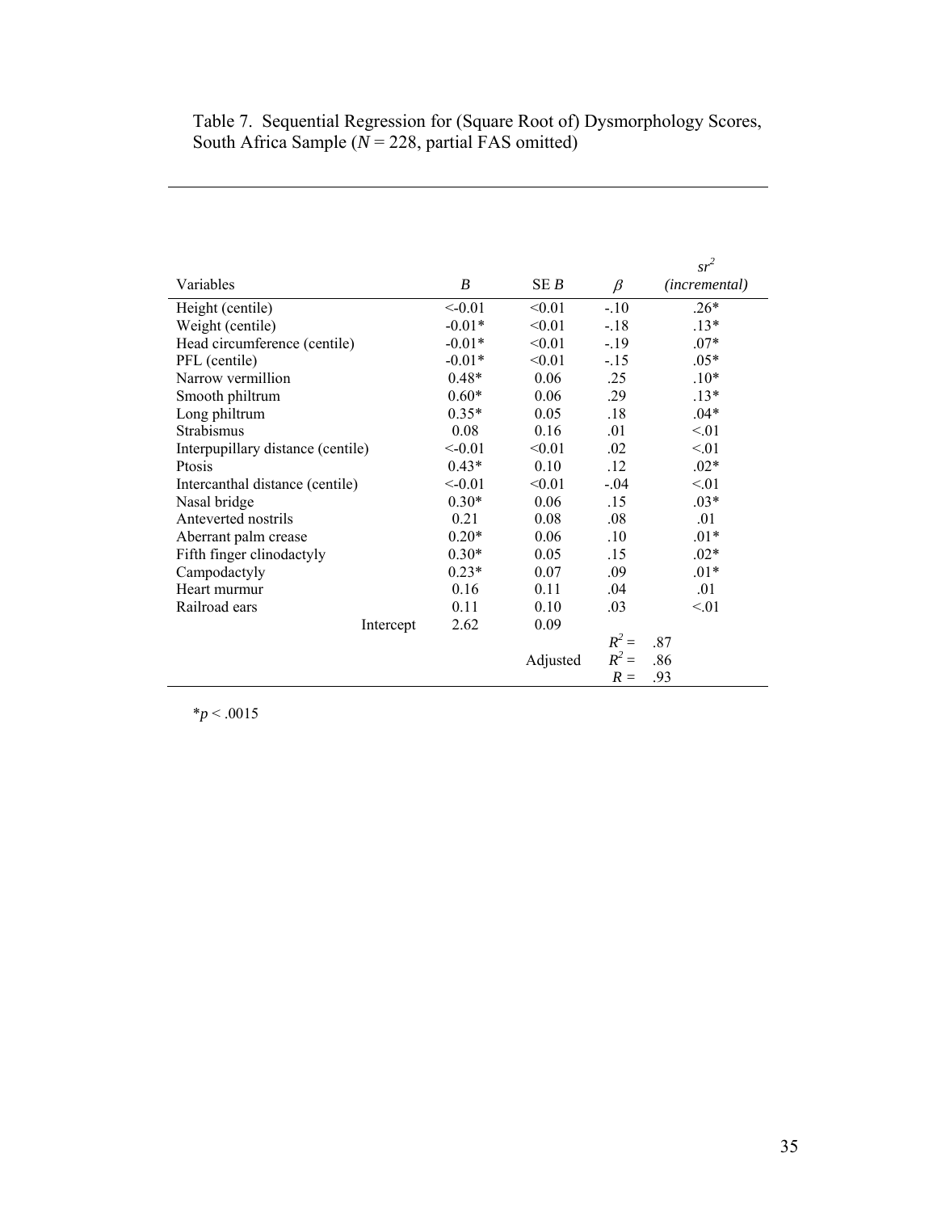Table 7. Sequential Regression for (Square Root of) Dysmorphology Scores, South Africa Sample ($N$ = 228, partial FAS omitted)

| Variables | $B$ | SE $B$ | $\beta$ | $sr^2$ *(incremental)* |
|---|---|---|---|---|
| Height (centile) | <-0.01 | <0.01 | -.10 | .26* |
| Weight (centile) | -0.01* | <0.01 | -.18 | .13* |
| Head circumference (centile) | -0.01* | <0.01 | -.19 | .07* |
| PFL (centile) | -0.01* | <0.01 | -.15 | .05* |
| Narrow vermillion | 0.48* | 0.06 | .25 | .10* |
| Smooth philtrum | 0.60* | 0.06 | .29 | .13* |
| Long philtrum | 0.35* | 0.05 | .18 | .04* |
| Strabismus | 0.08 | 0.16 | .01 | <.01 |
| Interpupillary distance (centile) | <-0.01 | <0.01 | .02 | <.01 |
| Ptosis | 0.43* | 0.10 | .12 | .02* |
| Intercanthal distance (centile) | <-0.01 | <0.01 | -.04 | <.01 |
| Nasal bridge | 0.30* | 0.06 | .15 | .03* |
| Anteverted nostrils | 0.21 | 0.08 | .08 | .01 |
| Aberrant palm crease | 0.20* | 0.06 | .10 | .01* |
| Fifth finger clinodactyly | 0.30* | 0.05 | .15 | .02* |
| Campodactyly | 0.23* | 0.07 | .09 | .01* |
| Heart murmur | 0.16 | 0.11 | .04 | .01 |
| Railroad ears | 0.11 | 0.10 | .03 | <.01 |
| Intercept | 2.62 | 0.09 | | |
| | | | $R^2$ = | .87 |
| | | Adjusted | $R^2$ = | .86 |
| | | | $R$ = | .93 |

*$p < .0015$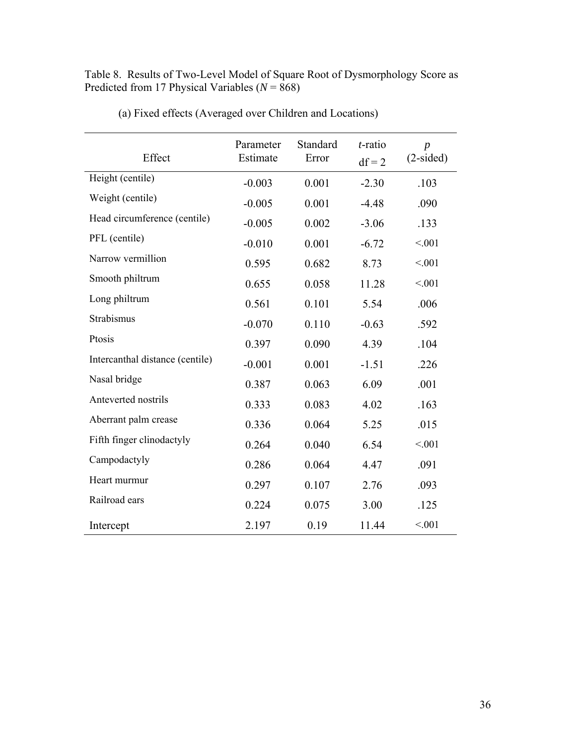Table 8. Results of Two-Level Model of Square Root of Dysmorphology Score as Predicted from 17 Physical Variables ($N$ = 868)

(a) Fixed effects (Averaged over Children and Locations)

| Effect | Parameter Estimate | Standard Error | $t$-ratio df = 2 | $p$ (2-sided) |
|---|---|---|---|---|
| Height (centile) | -0.003 | 0.001 | -2.30 | .103 |
| Weight (centile) | -0.005 | 0.001 | -4.48 | .090 |
| Head circumference (centile) | -0.005 | 0.002 | -3.06 | .133 |
| PFL (centile) | -0.010 | 0.001 | -6.72 | <.001 |
| Narrow vermillion | 0.595 | 0.682 | 8.73 | <.001 |
| Smooth philtrum | 0.655 | 0.058 | 11.28 | <.001 |
| Long philtrum | 0.561 | 0.101 | 5.54 | .006 |
| Strabismus | -0.070 | 0.110 | -0.63 | .592 |
| Ptosis | 0.397 | 0.090 | 4.39 | .104 |
| Intercanthal distance (centile) | -0.001 | 0.001 | -1.51 | .226 |
| Nasal bridge | 0.387 | 0.063 | 6.09 | .001 |
| Anteverted nostrils | 0.333 | 0.083 | 4.02 | .163 |
| Aberrant palm crease | 0.336 | 0.064 | 5.25 | .015 |
| Fifth finger clinodactyly | 0.264 | 0.040 | 6.54 | <.001 |
| Campodactyly | 0.286 | 0.064 | 4.47 | .091 |
| Heart murmur | 0.297 | 0.107 | 2.76 | .093 |
| Railroad ears | 0.224 | 0.075 | 3.00 | .125 |
| Intercept | 2.197 | 0.19 | 11.44 | <.001 |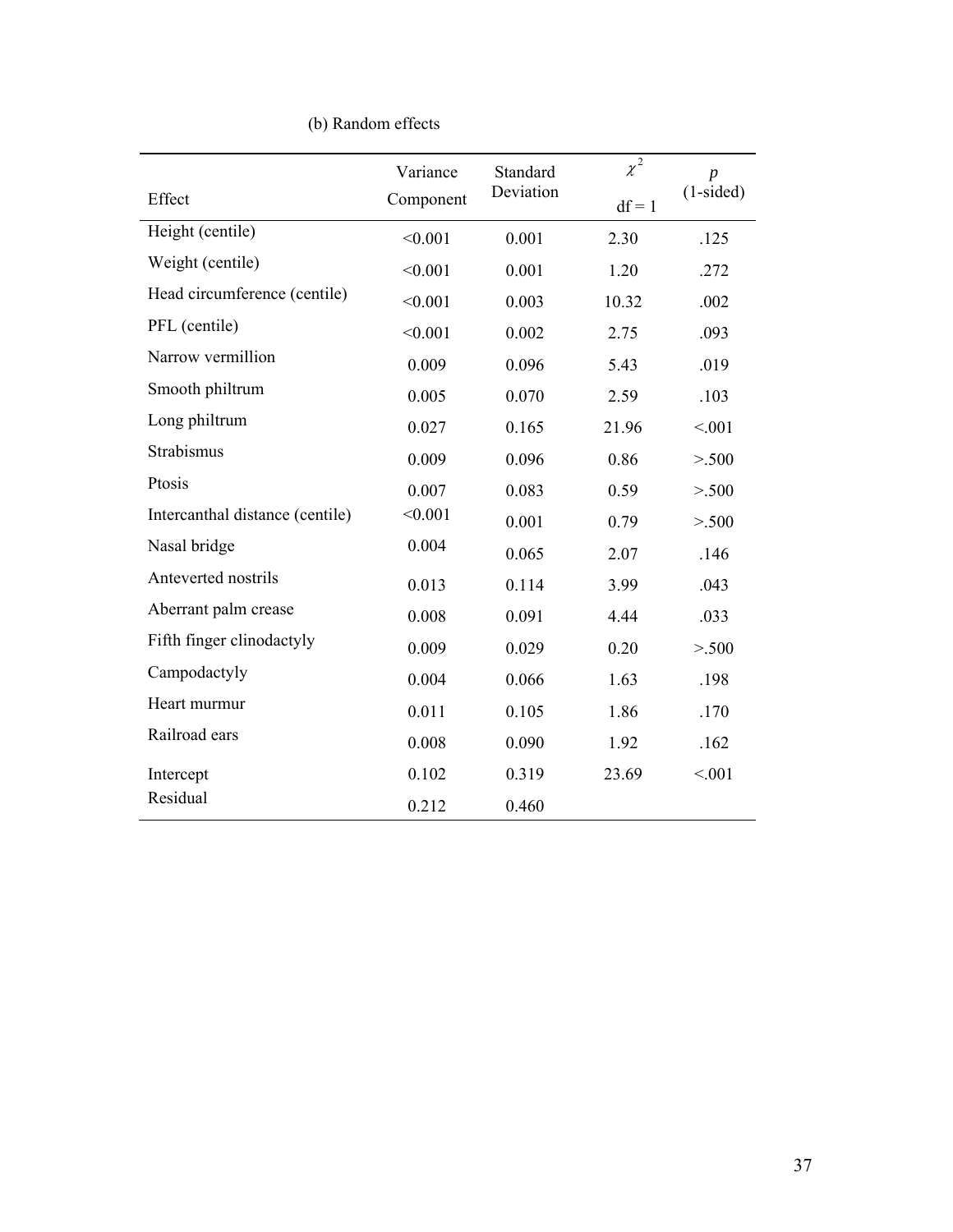(b) Random effects

| Effect | Variance Component | Standard Deviation | $\chi^2$ df = 1 | $p$ (1-sided) |
|---|---|---|---|---|
| Height (centile) | <0.001 | 0.001 | 2.30 | .125 |
| Weight (centile) | <0.001 | 0.001 | 1.20 | .272 |
| Head circumference (centile) | <0.001 | 0.003 | 10.32 | .002 |
| PFL (centile) | <0.001 | 0.002 | 2.75 | .093 |
| Narrow vermillion | 0.009 | 0.096 | 5.43 | .019 |
| Smooth philtrum | 0.005 | 0.070 | 2.59 | .103 |
| Long philtrum | 0.027 | 0.165 | 21.96 | <.001 |
| Strabismus | 0.009 | 0.096 | 0.86 | >.500 |
| Ptosis | 0.007 | 0.083 | 0.59 | >.500 |
| Intercanthal distance (centile) | <0.001 | 0.001 | 0.79 | >.500 |
| Nasal bridge | 0.004 | 0.065 | 2.07 | .146 |
| Anteverted nostrils | 0.013 | 0.114 | 3.99 | .043 |
| Aberrant palm crease | 0.008 | 0.091 | 4.44 | .033 |
| Fifth finger clinodactyly | 0.009 | 0.029 | 0.20 | >.500 |
| Campodactyly | 0.004 | 0.066 | 1.63 | .198 |
| Heart murmur | 0.011 | 0.105 | 1.86 | .170 |
| Railroad ears | 0.008 | 0.090 | 1.92 | .162 |
| Intercept | 0.102 | 0.319 | 23.69 | <.001 |
| Residual | 0.212 | 0.460 | | |